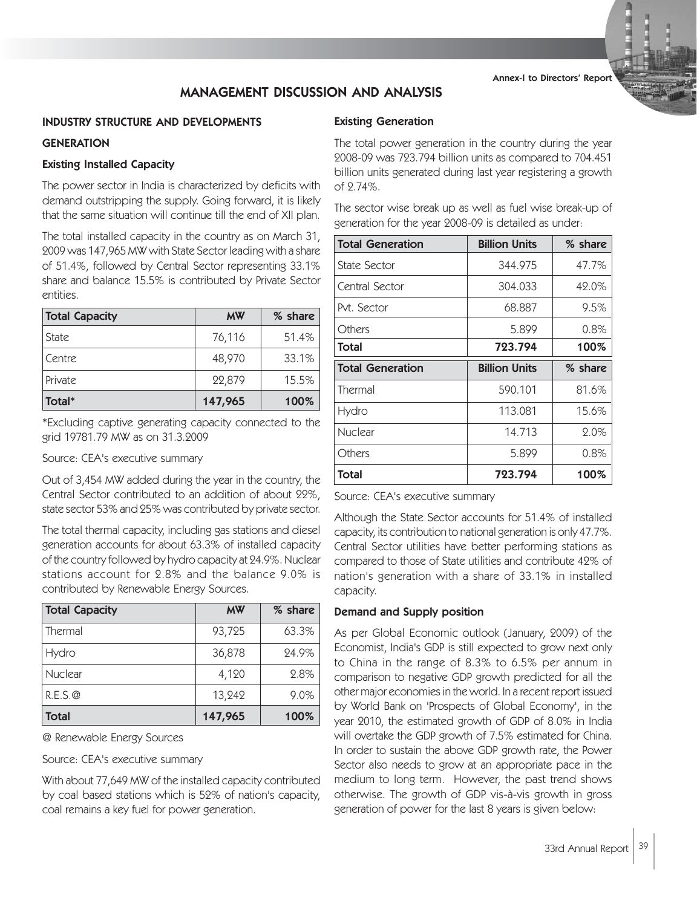# MANAGEMENT DISCUSSION AND ANALYSIS

## INDUSTRY STRUCTURE AND DEVELOPMENTS

### GENERATION

### Existing Installed Capacity

The power sector in India is characterized by deficits with demand outstripping the supply. Going forward, it is likely that the same situation will continue till the end of XII plan.

The total installed capacity in the country as on March 31, 2009 was 147,965 MW with State Sector leading with a share of 51.4%, followed by Central Sector representing 33.1% share and balance 15.5% is contributed by Private Sector entities.

| Total Capacity | MW | % share |
|---|---|---|
| State | 76,116 | 51.4% |
| Centre | 48,970 | 33.1% |
| Private | 22,879 | 15.5% |
| **Total*** | **147,965** | **100%** |

*Excluding captive generating capacity connected to the grid 19781.79 MW as on 31.3.2009

Source: CEA's executive summary

Out of 3,454 MW added during the year in the country, the Central Sector contributed to an addition of about 22%, state sector 53% and 25% was contributed by private sector.

The total thermal capacity, including gas stations and diesel generation accounts for about 63.3% of installed capacity of the country followed by hydro capacity at 24.9%. Nuclear stations account for 2.8% and the balance 9.0% is contributed by Renewable Energy Sources.

| Total Capacity | MW | % share |
|---|---|---|
| Thermal | 93,725 | 63.3% |
| Hydro | 36,878 | 24.9% |
| Nuclear | 4,120 | 2.8% |
| R.E.S.@ | 13,242 | 9.0% |
| **Total** | **147,965** | **100%** |

@ Renewable Energy Sources

Source: CEA's executive summary

With about 77,649 MW of the installed capacity contributed by coal based stations which is 52% of nation's capacity, coal remains a key fuel for power generation.

### Existing Generation

The total power generation in the country during the year 2008-09 was 723.794 billion units as compared to 704.451 billion units generated during last year registering a growth of 2.74%.

The sector wise break up as well as fuel wise break-up of generation for the year 2008-09 is detailed as under:

| Total Generation | Billion Units | % share |
|---|---|---|
| State Sector | 344.975 | 47.7% |
| Central Sector | 304.033 | 42.0% |
| Pvt. Sector | 68.887 | 9.5% |
| Others | 5.899 | 0.8% |
| **Total** | **723.794** | **100%** |
| **Total Generation** | **Billion Units** | **% share** |
| Thermal | 590.101 | 81.6% |
| Hydro | 113.081 | 15.6% |
| Nuclear | 14.713 | 2.0% |
| Others | 5.899 | 0.8% |
| **Total** | **723.794** | **100%** |

Source: CEA's executive summary

Although the State Sector accounts for 51.4% of installed capacity, its contribution to national generation is only 47.7%. Central Sector utilities have better performing stations as compared to those of State utilities and contribute 42% of nation's generation with a share of 33.1% in installed capacity.

### Demand and Supply position

As per Global Economic outlook (January, 2009) of the Economist, India's GDP is still expected to grow next only to China in the range of 8.3% to 6.5% per annum in comparison to negative GDP growth predicted for all the other major economies in the world. In a recent report issued by World Bank on 'Prospects of Global Economy', in the year 2010, the estimated growth of GDP of 8.0% in India will overtake the GDP growth of 7.5% estimated for China. In order to sustain the above GDP growth rate, the Power Sector also needs to grow at an appropriate pace in the medium to long term. However, the past trend shows otherwise. The growth of GDP vis-à-vis growth in gross generation of power for the last 8 years is given below: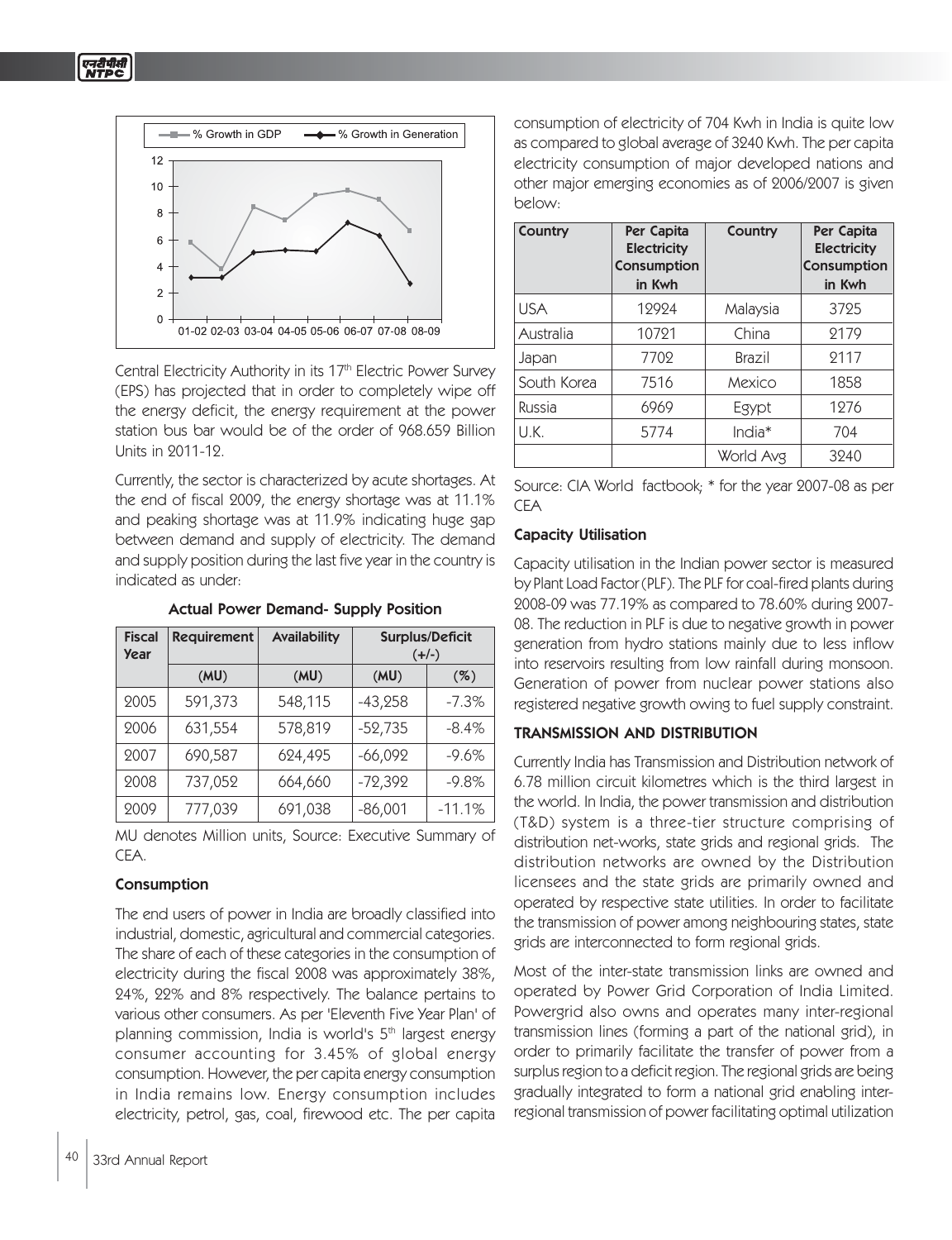% Growth in GDP
% Growth in Generation

12
10
8
6
4
2
0

01-02 02-03 03-04 04-05 05-06 06-07 07-08 08-09

Central Electricity Authority in its 17th Electric Power Survey (EPS) has projected that in order to completely wipe off the energy deficit, the energy requirement at the power station bus bar would be of the order of 968.659 Billion Units in 2011-12.

Currently, the sector is characterized by acute shortages. At the end of fiscal 2009, the energy shortage was at 11.1% and peaking shortage was at 11.9% indicating huge gap between demand and supply of electricity. The demand and supply position during the last five year in the country is indicated as under:

**Actual Power Demand- Supply Position**

| Fiscal Year | Requirement | Availability | Surplus/Deficit (+/-) | |
|---|---|---|---|---|
| | (MU) | (MU) | (MU) | (%) |
| 2005 | 591,373 | 548,115 | -43,258 | -7.3% |
| 2006 | 631,554 | 578,819 | -52,735 | -8.4% |
| 2007 | 690,587 | 624,495 | -66,092 | -9.6% |
| 2008 | 737,052 | 664,660 | -72,392 | -9.8% |
| 2009 | 777,039 | 691,038 | -86,001 | -11.1% |

MU denotes Million units, Source: Executive Summary of CEA.

### Consumption

The end users of power in India are broadly classified into industrial, domestic, agricultural and commercial categories. The share of each of these categories in the consumption of electricity during the fiscal 2008 was approximately 38%, 24%, 22% and 8% respectively. The balance pertains to various other consumers. As per 'Eleventh Five Year Plan' of planning commission, India is world's 5th largest energy consumer accounting for 3.45% of global energy consumption. However, the per capita energy consumption in India remains low. Energy consumption includes electricity, petrol, gas, coal, firewood etc. The per capita consumption of electricity of 704 Kwh in India is quite low as compared to global average of 3240 Kwh. The per capita electricity consumption of major developed nations and other major emerging economies as of 2006/2007 is given below:

| Country | Per Capita Electricity Consumption in Kwh | Country | Per Capita Electricity Consumption in Kwh |
|---|---|---|---|
| USA | 12924 | Malaysia | 3725 |
| Australia | 10721 | China | 2179 |
| Japan | 7702 | Brazil | 2117 |
| South Korea | 7516 | Mexico | 1858 |
| Russia | 6969 | Egypt | 1276 |
| U.K. | 5774 | India* | 704 |
| | | World Avg | 3240 |

Source: CIA World factbook; * for the year 2007-08 as per CEA

### Capacity Utilisation

Capacity utilisation in the Indian power sector is measured by Plant Load Factor (PLF). The PLF for coal-fired plants during 2008-09 was 77.19% as compared to 78.60% during 2007-08. The reduction in PLF is due to negative growth in power generation from hydro stations mainly due to less inflow into reservoirs resulting from low rainfall during monsoon. Generation of power from nuclear power stations also registered negative growth owing to fuel supply constraint.

### TRANSMISSION AND DISTRIBUTION

Currently India has Transmission and Distribution network of 6.78 million circuit kilometres which is the third largest in the world. In India, the power transmission and distribution (T&D) system is a three-tier structure comprising of distribution net-works, state grids and regional grids. The distribution networks are owned by the Distribution licensees and the state grids are primarily owned and operated by respective state utilities. In order to facilitate the transmission of power among neighbouring states, state grids are interconnected to form regional grids.

Most of the inter-state transmission links are owned and operated by Power Grid Corporation of India Limited. Powergrid also owns and operates many inter-regional transmission lines (forming a part of the national grid), in order to primarily facilitate the transfer of power from a surplus region to a deficit region. The regional grids are being gradually integrated to form a national grid enabling inter-regional transmission of power facilitating optimal utilization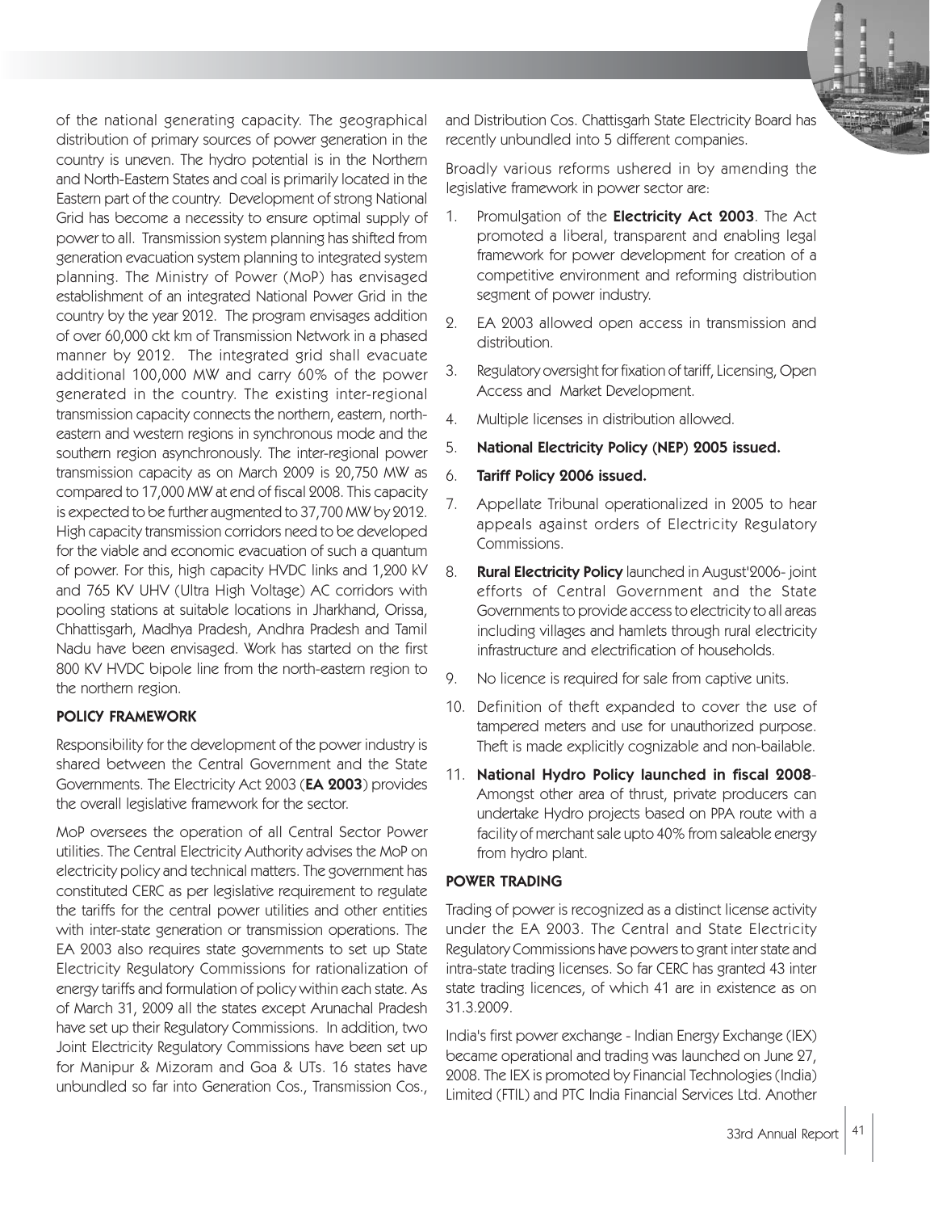of the national generating capacity. The geographical distribution of primary sources of power generation in the country is uneven. The hydro potential is in the Northern and North-Eastern States and coal is primarily located in the Eastern part of the country. Development of strong National Grid has become a necessity to ensure optimal supply of power to all. Transmission system planning has shifted from generation evacuation system planning to integrated system planning. The Ministry of Power (MoP) has envisaged establishment of an integrated National Power Grid in the country by the year 2012. The program envisages addition of over 60,000 ckt km of Transmission Network in a phased manner by 2012. The integrated grid shall evacuate additional 100,000 MW and carry 60% of the power generated in the country. The existing inter-regional transmission capacity connects the northern, eastern, north-eastern and western regions in synchronous mode and the southern region asynchronously. The inter-regional power transmission capacity as on March 2009 is 20,750 MW as compared to 17,000 MW at end of fiscal 2008. This capacity is expected to be further augmented to 37,700 MW by 2012. High capacity transmission corridors need to be developed for the viable and economic evacuation of such a quantum of power. For this, high capacity HVDC links and 1,200 kV and 765 KV UHV (Ultra High Voltage) AC corridors with pooling stations at suitable locations in Jharkhand, Orissa, Chhattisgarh, Madhya Pradesh, Andhra Pradesh and Tamil Nadu have been envisaged. Work has started on the first 800 KV HVDC bipole line from the north-eastern region to the northern region.

## POLICY FRAMEWORK

Responsibility for the development of the power industry is shared between the Central Government and the State Governments. The Electricity Act 2003 (**EA 2003**) provides the overall legislative framework for the sector.

MoP oversees the operation of all Central Sector Power utilities. The Central Electricity Authority advises the MoP on electricity policy and technical matters. The government has constituted CERC as per legislative requirement to regulate the tariffs for the central power utilities and other entities with inter-state generation or transmission operations. The EA 2003 also requires state governments to set up State Electricity Regulatory Commissions for rationalization of energy tariffs and formulation of policy within each state. As of March 31, 2009 all the states except Arunachal Pradesh have set up their Regulatory Commissions. In addition, two Joint Electricity Regulatory Commissions have been set up for Manipur & Mizoram and Goa & UTs. 16 states have unbundled so far into Generation Cos., Transmission Cos., and Distribution Cos. Chattisgarh State Electricity Board has recently unbundled into 5 different companies.

Broadly various reforms ushered in by amending the legislative framework in power sector are:

1. Promulgation of the **Electricity Act 2003**. The Act promoted a liberal, transparent and enabling legal framework for power development for creation of a competitive environment and reforming distribution segment of power industry.
2. EA 2003 allowed open access in transmission and distribution.
3. Regulatory oversight for fixation of tariff, Licensing, Open Access and Market Development.
4. Multiple licenses in distribution allowed.
5. **National Electricity Policy (NEP) 2005 issued.**
6. **Tariff Policy 2006 issued.**
7. Appellate Tribunal operationalized in 2005 to hear appeals against orders of Electricity Regulatory Commissions.
8. **Rural Electricity Policy** launched in August'2006- joint efforts of Central Government and the State Governments to provide access to electricity to all areas including villages and hamlets through rural electricity infrastructure and electrification of households.
9. No licence is required for sale from captive units.
10. Definition of theft expanded to cover the use of tampered meters and use for unauthorized purpose. Theft is made explicitly cognizable and non-bailable.
11. **National Hydro Policy launched in fiscal 2008**- Amongst other area of thrust, private producers can undertake Hydro projects based on PPA route with a facility of merchant sale upto 40% from saleable energy from hydro plant.

## POWER TRADING

Trading of power is recognized as a distinct license activity under the EA 2003. The Central and State Electricity Regulatory Commissions have powers to grant inter state and intra-state trading licenses. So far CERC has granted 43 inter state trading licences, of which 41 are in existence as on 31.3.2009.

India's first power exchange - Indian Energy Exchange (IEX) became operational and trading was launched on June 27, 2008. The IEX is promoted by Financial Technologies (India) Limited (FTIL) and PTC India Financial Services Ltd. Another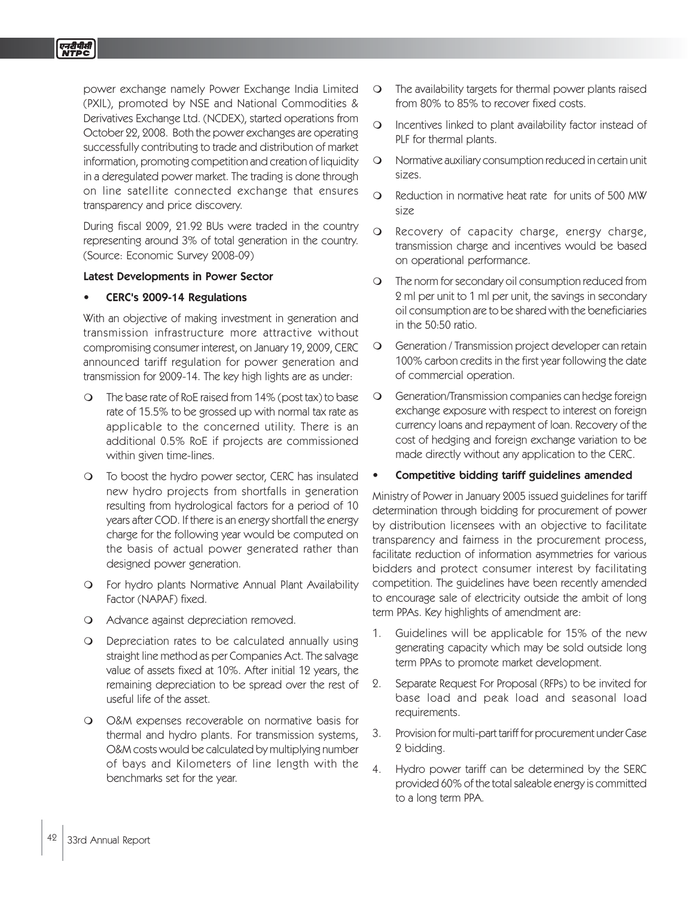power exchange namely Power Exchange India Limited (PXIL), promoted by NSE and National Commodities & Derivatives Exchange Ltd. (NCDEX), started operations from October 22, 2008. Both the power exchanges are operating successfully contributing to trade and distribution of market information, promoting competition and creation of liquidity in a deregulated power market. The trading is done through on line satellite connected exchange that ensures transparency and price discovery.

During fiscal 2009, 21.92 BUs were traded in the country representing around 3% of total generation in the country. (Source: Economic Survey 2008-09)

**Latest Developments in Power Sector**

- **CERC's 2009-14 Regulations**

With an objective of making investment in generation and transmission infrastructure more attractive without compromising consumer interest, on January 19, 2009, CERC announced tariff regulation for power generation and transmission for 2009-14. The key high lights are as under:

- The base rate of RoE raised from 14% (post tax) to base rate of 15.5% to be grossed up with normal tax rate as applicable to the concerned utility. There is an additional 0.5% RoE if projects are commissioned within given time-lines.
- To boost the hydro power sector, CERC has insulated new hydro projects from shortfalls in generation resulting from hydrological factors for a period of 10 years after COD. If there is an energy shortfall the energy charge for the following year would be computed on the basis of actual power generated rather than designed power generation.
- For hydro plants Normative Annual Plant Availability Factor (NAPAF) fixed.
- Advance against depreciation removed.
- Depreciation rates to be calculated annually using straight line method as per Companies Act. The salvage value of assets fixed at 10%. After initial 12 years, the remaining depreciation to be spread over the rest of useful life of the asset.
- O&M expenses recoverable on normative basis for thermal and hydro plants. For transmission systems, O&M costs would be calculated by multiplying number of bays and Kilometers of line length with the benchmarks set for the year.
- The availability targets for thermal power plants raised from 80% to 85% to recover fixed costs.
- Incentives linked to plant availability factor instead of PLF for thermal plants.
- Normative auxiliary consumption reduced in certain unit sizes.
- Reduction in normative heat rate for units of 500 MW size
- Recovery of capacity charge, energy charge, transmission charge and incentives would be based on operational performance.
- The norm for secondary oil consumption reduced from 2 ml per unit to 1 ml per unit, the savings in secondary oil consumption are to be shared with the beneficiaries in the 50:50 ratio.
- Generation / Transmission project developer can retain 100% carbon credits in the first year following the date of commercial operation.
- Generation/Transmission companies can hedge foreign exchange exposure with respect to interest on foreign currency loans and repayment of loan. Recovery of the cost of hedging and foreign exchange variation to be made directly without any application to the CERC.

- **Competitive bidding tariff guidelines amended**

Ministry of Power in January 2005 issued guidelines for tariff determination through bidding for procurement of power by distribution licensees with an objective to facilitate transparency and fairness in the procurement process, facilitate reduction of information asymmetries for various bidders and protect consumer interest by facilitating competition. The guidelines have been recently amended to encourage sale of electricity outside the ambit of long term PPAs. Key highlights of amendment are:

1. Guidelines will be applicable for 15% of the new generating capacity which may be sold outside long term PPAs to promote market development.
2. Separate Request For Proposal (RFPs) to be invited for base load and peak load and seasonal load requirements.
3. Provision for multi-part tariff for procurement under Case 2 bidding.
4. Hydro power tariff can be determined by the SERC provided 60% of the total saleable energy is committed to a long term PPA.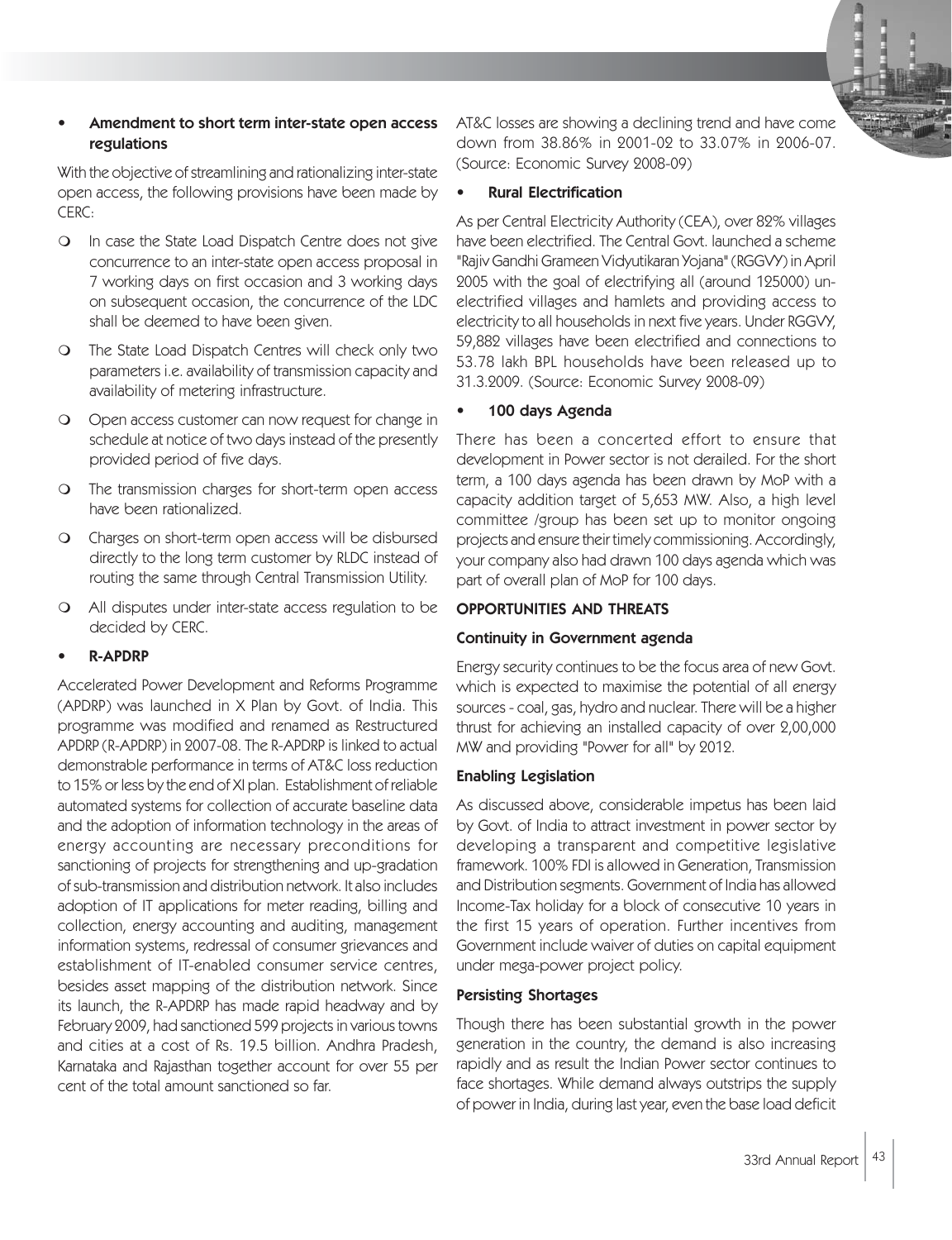- **Amendment to short term inter-state open access regulations**

With the objective of streamlining and rationalizing inter-state open access, the following provisions have been made by CERC:

- In case the State Load Dispatch Centre does not give concurrence to an inter-state open access proposal in 7 working days on first occasion and 3 working days on subsequent occasion, the concurrence of the LDC shall be deemed to have been given.
- The State Load Dispatch Centres will check only two parameters i.e. availability of transmission capacity and availability of metering infrastructure.
- Open access customer can now request for change in schedule at notice of two days instead of the presently provided period of five days.
- The transmission charges for short-term open access have been rationalized.
- Charges on short-term open access will be disbursed directly to the long term customer by RLDC instead of routing the same through Central Transmission Utility.
- All disputes under inter-state access regulation to be decided by CERC.

- **R-APDRP**

Accelerated Power Development and Reforms Programme (APDRP) was launched in X Plan by Govt. of India. This programme was modified and renamed as Restructured APDRP (R-APDRP) in 2007-08. The R-APDRP is linked to actual demonstrable performance in terms of AT&C loss reduction to 15% or less by the end of XI plan. Establishment of reliable automated systems for collection of accurate baseline data and the adoption of information technology in the areas of energy accounting are necessary preconditions for sanctioning of projects for strengthening and up-gradation of sub-transmission and distribution network. It also includes adoption of IT applications for meter reading, billing and collection, energy accounting and auditing, management information systems, redressal of consumer grievances and establishment of IT-enabled consumer service centres, besides asset mapping of the distribution network. Since its launch, the R-APDRP has made rapid headway and by February 2009, had sanctioned 599 projects in various towns and cities at a cost of Rs. 19.5 billion. Andhra Pradesh, Karnataka and Rajasthan together account for over 55 per cent of the total amount sanctioned so far.

AT&C losses are showing a declining trend and have come down from 38.86% in 2001-02 to 33.07% in 2006-07. (Source: Economic Survey 2008-09)

- **Rural Electrification**

As per Central Electricity Authority (CEA), over 82% villages have been electrified. The Central Govt. launched a scheme "Rajiv Gandhi Grameen Vidyutikaran Yojana" (RGGVY) in April 2005 with the goal of electrifying all (around 125000) un-electrified villages and hamlets and providing access to electricity to all households in next five years. Under RGGVY, 59,882 villages have been electrified and connections to 53.78 lakh BPL households have been released up to 31.3.2009. (Source: Economic Survey 2008-09)

- **100 days Agenda**

There has been a concerted effort to ensure that development in Power sector is not derailed. For the short term, a 100 days agenda has been drawn by MoP with a capacity addition target of 5,653 MW. Also, a high level committee /group has been set up to monitor ongoing projects and ensure their timely commissioning. Accordingly, your company also had drawn 100 days agenda which was part of overall plan of MoP for 100 days.

## OPPORTUNITIES AND THREATS

### Continuity in Government agenda

Energy security continues to be the focus area of new Govt. which is expected to maximise the potential of all energy sources - coal, gas, hydro and nuclear. There will be a higher thrust for achieving an installed capacity of over 2,00,000 MW and providing "Power for all" by 2012.

### Enabling Legislation

As discussed above, considerable impetus has been laid by Govt. of India to attract investment in power sector by developing a transparent and competitive legislative framework. 100% FDI is allowed in Generation, Transmission and Distribution segments. Government of India has allowed Income-Tax holiday for a block of consecutive 10 years in the first 15 years of operation. Further incentives from Government include waiver of duties on capital equipment under mega-power project policy.

### Persisting Shortages

Though there has been substantial growth in the power generation in the country, the demand is also increasing rapidly and as result the Indian Power sector continues to face shortages. While demand always outstrips the supply of power in India, during last year, even the base load deficit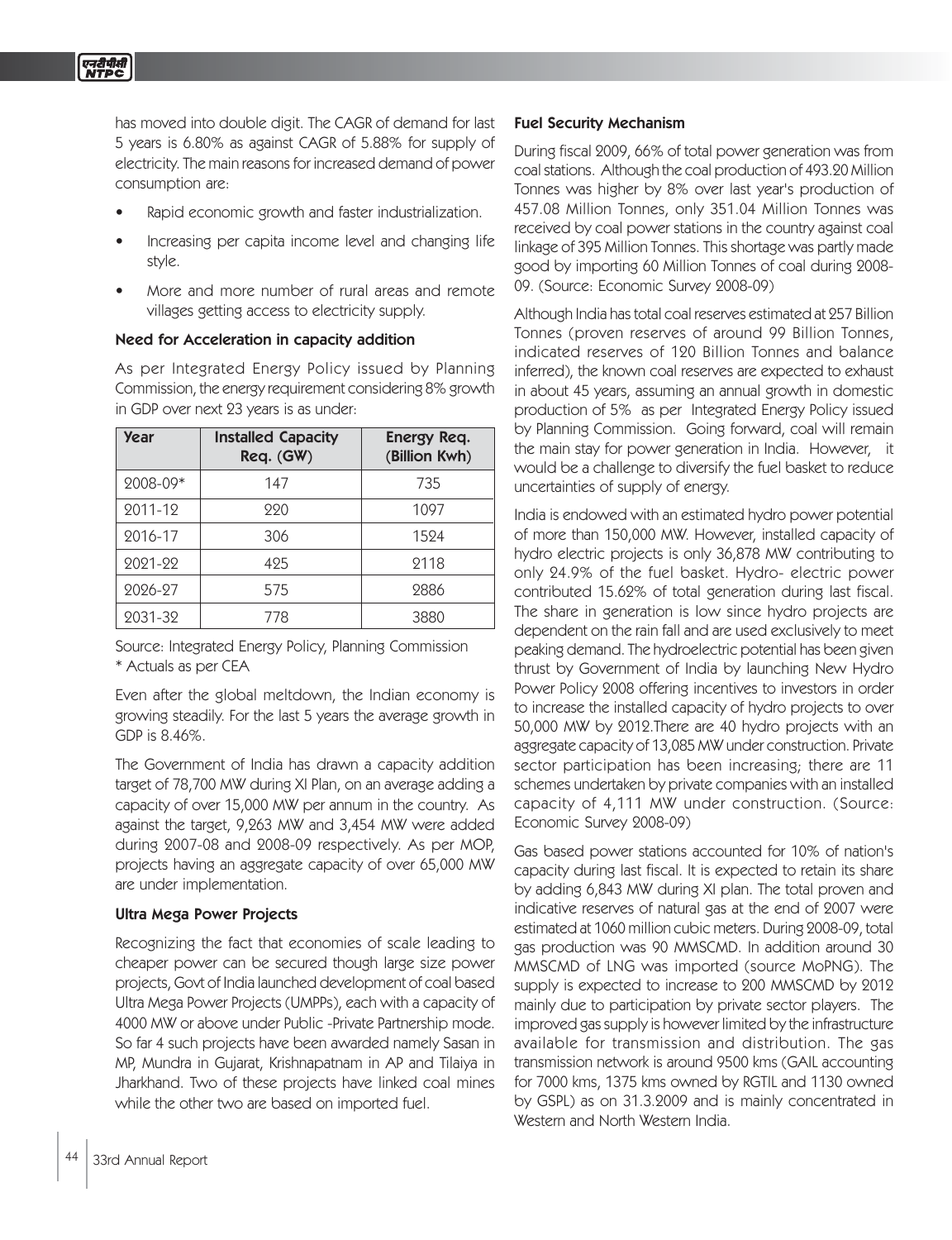has moved into double digit. The CAGR of demand for last 5 years is 6.80% as against CAGR of 5.88% for supply of electricity. The main reasons for increased demand of power consumption are:

- Rapid economic growth and faster industrialization.
- Increasing per capita income level and changing life style.
- More and more number of rural areas and remote villages getting access to electricity supply.

### Need for Acceleration in capacity addition

As per Integrated Energy Policy issued by Planning Commission, the energy requirement considering 8% growth in GDP over next 23 years is as under:

| Year | Installed Capacity Req. (GW) | Energy Req. (Billion Kwh) |
|---|---|---|
| 2008-09* | 147 | 735 |
| 2011-12 | 220 | 1097 |
| 2016-17 | 306 | 1524 |
| 2021-22 | 425 | 2118 |
| 2026-27 | 575 | 2886 |
| 2031-32 | 778 | 3880 |

Source: Integrated Energy Policy, Planning Commission
* Actuals as per CEA

Even after the global meltdown, the Indian economy is growing steadily. For the last 5 years the average growth in GDP is 8.46%.

The Government of India has drawn a capacity addition target of 78,700 MW during XI Plan, on an average adding a capacity of over 15,000 MW per annum in the country. As against the target, 9,263 MW and 3,454 MW were added during 2007-08 and 2008-09 respectively. As per MOP, projects having an aggregate capacity of over 65,000 MW are under implementation.

### Ultra Mega Power Projects

Recognizing the fact that economies of scale leading to cheaper power can be secured though large size power projects, Govt of India launched development of coal based Ultra Mega Power Projects (UMPPs), each with a capacity of 4000 MW or above under Public -Private Partnership mode. So far 4 such projects have been awarded namely Sasan in MP, Mundra in Gujarat, Krishnapatnam in AP and Tilaiya in Jharkhand. Two of these projects have linked coal mines while the other two are based on imported fuel.

### Fuel Security Mechanism

During fiscal 2009, 66% of total power generation was from coal stations. Although the coal production of 493.20 Million Tonnes was higher by 8% over last year's production of 457.08 Million Tonnes, only 351.04 Million Tonnes was received by coal power stations in the country against coal linkage of 395 Million Tonnes. This shortage was partly made good by importing 60 Million Tonnes of coal during 2008-09. (Source: Economic Survey 2008-09)

Although India has total coal reserves estimated at 257 Billion Tonnes (proven reserves of around 99 Billion Tonnes, indicated reserves of 120 Billion Tonnes and balance inferred), the known coal reserves are expected to exhaust in about 45 years, assuming an annual growth in domestic production of 5% as per Integrated Energy Policy issued by Planning Commission. Going forward, coal will remain the main stay for power generation in India. However, it would be a challenge to diversify the fuel basket to reduce uncertainties of supply of energy.

India is endowed with an estimated hydro power potential of more than 150,000 MW. However, installed capacity of hydro electric projects is only 36,878 MW contributing to only 24.9% of the fuel basket. Hydro- electric power contributed 15.62% of total generation during last fiscal. The share in generation is low since hydro projects are dependent on the rain fall and are used exclusively to meet peaking demand. The hydroelectric potential has been given thrust by Government of India by launching New Hydro Power Policy 2008 offering incentives to investors in order to increase the installed capacity of hydro projects to over 50,000 MW by 2012.There are 40 hydro projects with an aggregate capacity of 13,085 MW under construction. Private sector participation has been increasing; there are 11 schemes undertaken by private companies with an installed capacity of 4,111 MW under construction. (Source: Economic Survey 2008-09)

Gas based power stations accounted for 10% of nation's capacity during last fiscal. It is expected to retain its share by adding 6,843 MW during XI plan. The total proven and indicative reserves of natural gas at the end of 2007 were estimated at 1060 million cubic meters. During 2008-09, total gas production was 90 MMSCMD. In addition around 30 MMSCMD of LNG was imported (source MoPNG). The supply is expected to increase to 200 MMSCMD by 2012 mainly due to participation by private sector players. The improved gas supply is however limited by the infrastructure available for transmission and distribution. The gas transmission network is around 9500 kms (GAIL accounting for 7000 kms, 1375 kms owned by RGTIL and 1130 owned by GSPL) as on 31.3.2009 and is mainly concentrated in Western and North Western India.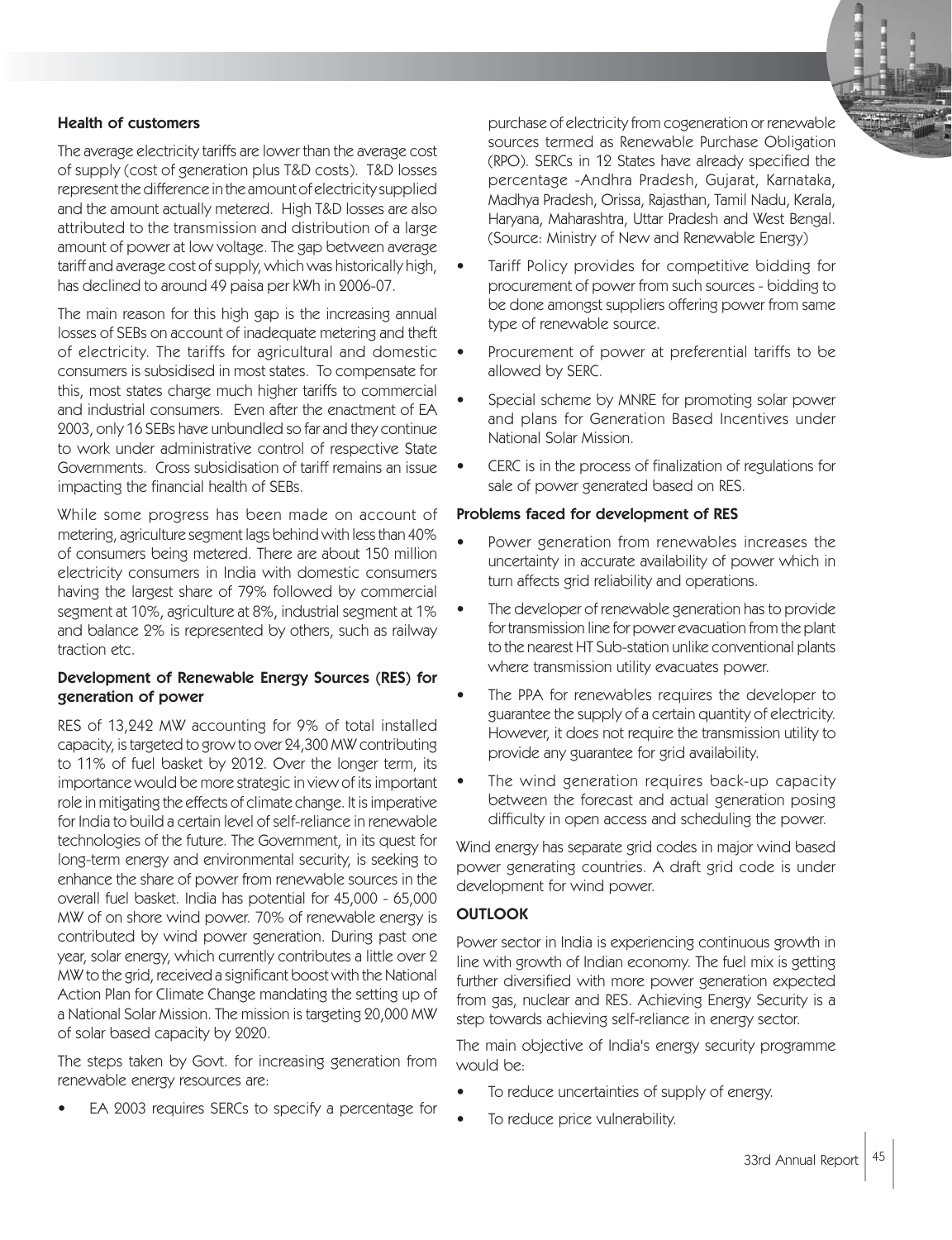**Health of customers**

The average electricity tariffs are lower than the average cost of supply (cost of generation plus T&D costs). T&D losses represent the difference in the amount of electricity supplied and the amount actually metered. High T&D losses are also attributed to the transmission and distribution of a large amount of power at low voltage. The gap between average tariff and average cost of supply, which was historically high, has declined to around 49 paisa per kWh in 2006-07.

The main reason for this high gap is the increasing annual losses of SEBs on account of inadequate metering and theft of electricity. The tariffs for agricultural and domestic consumers is subsidised in most states. To compensate for this, most states charge much higher tariffs to commercial and industrial consumers. Even after the enactment of EA 2003, only 16 SEBs have unbundled so far and they continue to work under administrative control of respective State Governments. Cross subsidisation of tariff remains an issue impacting the financial health of SEBs.

While some progress has been made on account of metering, agriculture segment lags behind with less than 40% of consumers being metered. There are about 150 million electricity consumers in India with domestic consumers having the largest share of 79% followed by commercial segment at 10%, agriculture at 8%, industrial segment at 1% and balance 2% is represented by others, such as railway traction etc.

**Development of Renewable Energy Sources (RES) for generation of power**

RES of 13,242 MW accounting for 9% of total installed capacity, is targeted to grow to over 24,300 MW contributing to 11% of fuel basket by 2012. Over the longer term, its importance would be more strategic in view of its important role in mitigating the effects of climate change. It is imperative for India to build a certain level of self-reliance in renewable technologies of the future. The Government, in its quest for long-term energy and environmental security, is seeking to enhance the share of power from renewable sources in the overall fuel basket. India has potential for 45,000 - 65,000 MW of on shore wind power. 70% of renewable energy is contributed by wind power generation. During past one year, solar energy, which currently contributes a little over 2 MW to the grid, received a significant boost with the National Action Plan for Climate Change mandating the setting up of a National Solar Mission. The mission is targeting 20,000 MW of solar based capacity by 2020.

The steps taken by Govt. for increasing generation from renewable energy resources are:

- EA 2003 requires SERCs to specify a percentage for purchase of electricity from cogeneration or renewable sources termed as Renewable Purchase Obligation (RPO). SERCs in 12 States have already specified the percentage -Andhra Pradesh, Gujarat, Karnataka, Madhya Pradesh, Orissa, Rajasthan, Tamil Nadu, Kerala, Haryana, Maharashtra, Uttar Pradesh and West Bengal. (Source: Ministry of New and Renewable Energy)
- Tariff Policy provides for competitive bidding for procurement of power from such sources - bidding to be done amongst suppliers offering power from same type of renewable source.
- Procurement of power at preferential tariffs to be allowed by SERC.
- Special scheme by MNRE for promoting solar power and plans for Generation Based Incentives under National Solar Mission.
- CERC is in the process of finalization of regulations for sale of power generated based on RES.

**Problems faced for development of RES**

- Power generation from renewables increases the uncertainty in accurate availability of power which in turn affects grid reliability and operations.
- The developer of renewable generation has to provide for transmission line for power evacuation from the plant to the nearest HT Sub-station unlike conventional plants where transmission utility evacuates power.
- The PPA for renewables requires the developer to guarantee the supply of a certain quantity of electricity. However, it does not require the transmission utility to provide any guarantee for grid availability.
- The wind generation requires back-up capacity between the forecast and actual generation posing difficulty in open access and scheduling the power.

Wind energy has separate grid codes in major wind based power generating countries. A draft grid code is under development for wind power.

**OUTLOOK**

Power sector in India is experiencing continuous growth in line with growth of Indian economy. The fuel mix is getting further diversified with more power generation expected from gas, nuclear and RES. Achieving Energy Security is a step towards achieving self-reliance in energy sector.

The main objective of India's energy security programme would be:

- To reduce uncertainties of supply of energy.
- To reduce price vulnerability.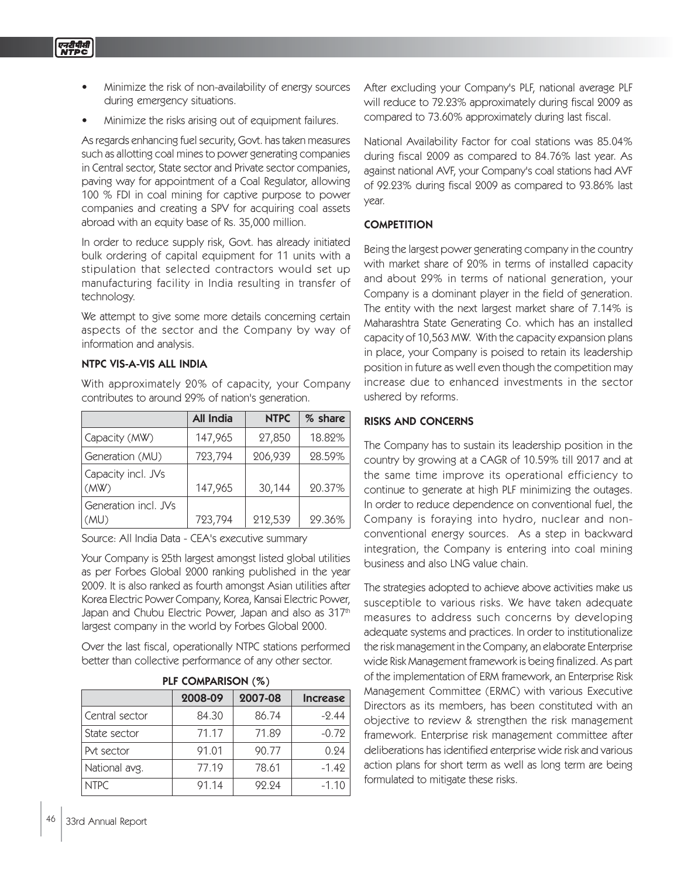- Minimize the risk of non-availability of energy sources during emergency situations.
- Minimize the risks arising out of equipment failures.

As regards enhancing fuel security, Govt. has taken measures such as allotting coal mines to power generating companies in Central sector, State sector and Private sector companies, paving way for appointment of a Coal Regulator, allowing 100 % FDI in coal mining for captive purpose to power companies and creating a SPV for acquiring coal assets abroad with an equity base of Rs. 35,000 million.

In order to reduce supply risk, Govt. has already initiated bulk ordering of capital equipment for 11 units with a stipulation that selected contractors would set up manufacturing facility in India resulting in transfer of technology.

We attempt to give some more details concerning certain aspects of the sector and the Company by way of information and analysis.

### NTPC VIS-A-VIS ALL INDIA

With approximately 20% of capacity, your Company contributes to around 29% of nation's generation.

| | All India | NTPC | % share |
|---|---|---|---|
| Capacity (MW) | 147,965 | 27,850 | 18.82% |
| Generation (MU) | 723,794 | 206,939 | 28.59% |
| Capacity incl. JVs (MW) | 147,965 | 30,144 | 20.37% |
| Generation incl. JVs (MU) | 723,794 | 212,539 | 29.36% |

Source: All India Data - CEA's executive summary

Your Company is 25th largest amongst listed global utilities as per Forbes Global 2000 ranking published in the year 2009. It is also ranked as fourth amongst Asian utilities after Korea Electric Power Company, Korea, Kansai Electric Power, Japan and Chubu Electric Power, Japan and also as 317th largest company in the world by Forbes Global 2000.

Over the last fiscal, operationally NTPC stations performed better than collective performance of any other sector.

**PLF COMPARISON (%)**

| | 2008-09 | 2007-08 | Increase |
|---|---|---|---|
| Central sector | 84.30 | 86.74 | -2.44 |
| State sector | 71.17 | 71.89 | -0.72 |
| Pvt sector | 91.01 | 90.77 | 0.24 |
| National avg. | 77.19 | 78.61 | -1.42 |
| NTPC | 91.14 | 92.24 | -1.10 |

After excluding your Company's PLF, national average PLF will reduce to 72.23% approximately during fiscal 2009 as compared to 73.60% approximately during last fiscal.

National Availability Factor for coal stations was 85.04% during fiscal 2009 as compared to 84.76% last year. As against national AVF, your Company's coal stations had AVF of 92.23% during fiscal 2009 as compared to 93.86% last year.

### COMPETITION

Being the largest power generating company in the country with market share of 20% in terms of installed capacity and about 29% in terms of national generation, your Company is a dominant player in the field of generation. The entity with the next largest market share of 7.14% is Maharashtra State Generating Co. which has an installed capacity of 10,563 MW. With the capacity expansion plans in place, your Company is poised to retain its leadership position in future as well even though the competition may increase due to enhanced investments in the sector ushered by reforms.

### RISKS AND CONCERNS

The Company has to sustain its leadership position in the country by growing at a CAGR of 10.59% till 2017 and at the same time improve its operational efficiency to continue to generate at high PLF minimizing the outages. In order to reduce dependence on conventional fuel, the Company is foraying into hydro, nuclear and non-conventional energy sources. As a step in backward integration, the Company is entering into coal mining business and also LNG value chain.

The strategies adopted to achieve above activities make us susceptible to various risks. We have taken adequate measures to address such concerns by developing adequate systems and practices. In order to institutionalize the risk management in the Company, an elaborate Enterprise wide Risk Management framework is being finalized. As part of the implementation of ERM framework, an Enterprise Risk Management Committee (ERMC) with various Executive Directors as its members, has been constituted with an objective to review & strengthen the risk management framework. Enterprise risk management committee after deliberations has identified enterprise wide risk and various action plans for short term as well as long term are being formulated to mitigate these risks.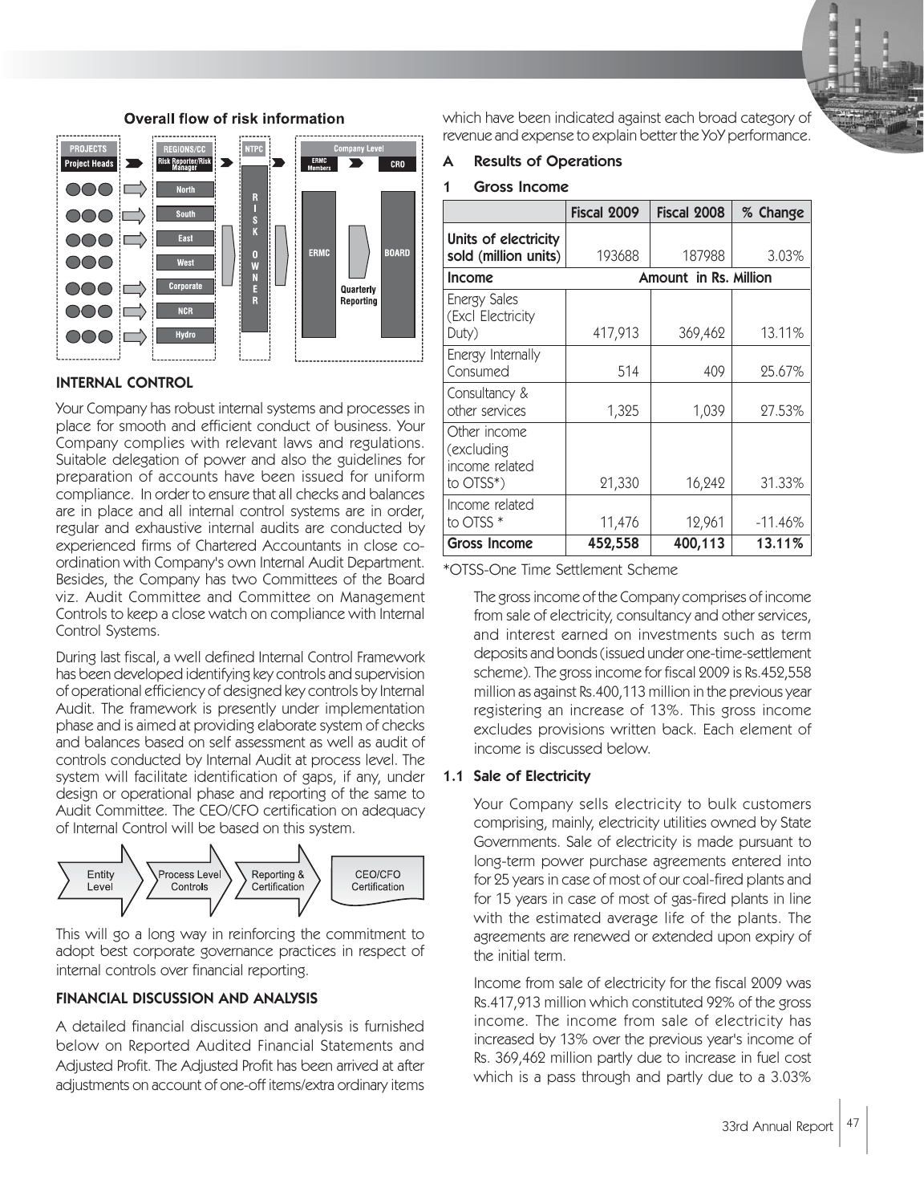**Overall flow of risk information**

PROJECTS
Project Heads

REGIONS/CC
Risk Reporter/Risk Manager

North
South
East
West
Corporate
NCR
Hydro

NTPC
RISK OWNER

Company Level
ERMC Members
CRO

ERMC
Quarterly Reporting
BOARD

## INTERNAL CONTROL

Your Company has robust internal systems and processes in place for smooth and efficient conduct of business. Your Company complies with relevant laws and regulations. Suitable delegation of power and also the guidelines for preparation of accounts have been issued for uniform compliance. In order to ensure that all checks and balances are in place and all internal control systems are in order, regular and exhaustive internal audits are conducted by experienced firms of Chartered Accountants in close co-ordination with Company's own Internal Audit Department. Besides, the Company has two Committees of the Board viz. Audit Committee and Committee on Management Controls to keep a close watch on compliance with Internal Control Systems.

During last fiscal, a well defined Internal Control Framework has been developed identifying key controls and supervision of operational efficiency of designed key controls by Internal Audit. The framework is presently under implementation phase and is aimed at providing elaborate system of checks and balances based on self assessment as well as audit of controls conducted by Internal Audit at process level. The system will facilitate identification of gaps, if any, under design or operational phase and reporting of the same to Audit Committee. The CEO/CFO certification on adequacy of Internal Control will be based on this system.

Entity Level
Process Level Controls
Reporting & Certification
CEO/CFO Certification

This will go a long way in reinforcing the commitment to adopt best corporate governance practices in respect of internal controls over financial reporting.

## FINANCIAL DISCUSSION AND ANALYSIS

A detailed financial discussion and analysis is furnished below on Reported Audited Financial Statements and Adjusted Profit. The Adjusted Profit has been arrived at after adjustments on account of one-off items/extra ordinary items which have been indicated against each broad category of revenue and expense to explain better the YoY performance.

### A Results of Operations

### 1 Gross Income

| | Fiscal 2009 | Fiscal 2008 | % Change |
|---|---|---|---|
| **Units of electricity sold (million units)** | 193688 | 187988 | 3.03% |
| **Income** | **Amount in Rs. Million** | | |
| Energy Sales (Excl Electricity Duty) | 417,913 | 369,462 | 13.11% |
| Energy Internally Consumed | 514 | 409 | 25.67% |
| Consultancy & other services | 1,325 | 1,039 | 27.53% |
| Other income (excluding income related to OTSS*) | 21,330 | 16,242 | 31.33% |
| Income related to OTSS * | 11,476 | 12,961 | -11.46% |
| **Gross Income** | **452,558** | **400,113** | **13.11%** |

*OTSS-One Time Settlement Scheme

The gross income of the Company comprises of income from sale of electricity, consultancy and other services, and interest earned on investments such as term deposits and bonds (issued under one-time-settlement scheme). The gross income for fiscal 2009 is Rs.452,558 million as against Rs.400,113 million in the previous year registering an increase of 13%. This gross income excludes provisions written back. Each element of income is discussed below.

### 1.1 Sale of Electricity

Your Company sells electricity to bulk customers comprising, mainly, electricity utilities owned by State Governments. Sale of electricity is made pursuant to long-term power purchase agreements entered into for 25 years in case of most of our coal-fired plants and for 15 years in case of most of gas-fired plants in line with the estimated average life of the plants. The agreements are renewed or extended upon expiry of the initial term.

Income from sale of electricity for the fiscal 2009 was Rs.417,913 million which constituted 92% of the gross income. The income from sale of electricity has increased by 13% over the previous year's income of Rs. 369,462 million partly due to increase in fuel cost which is a pass through and partly due to a 3.03%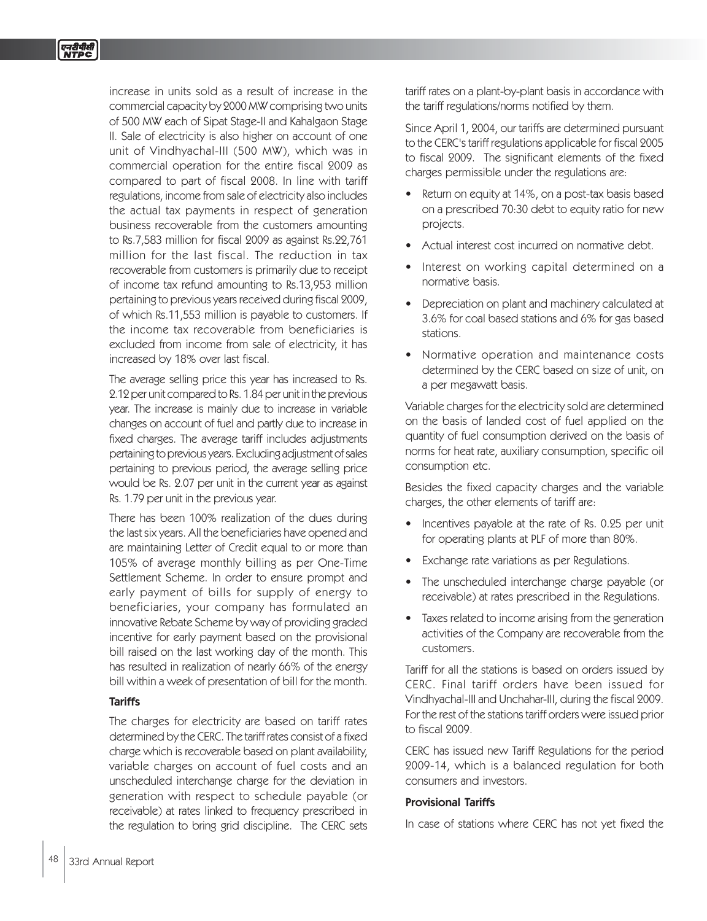increase in units sold as a result of increase in the commercial capacity by 2000 MW comprising two units of 500 MW each of Sipat Stage-II and Kahalgaon Stage II. Sale of electricity is also higher on account of one unit of Vindhyachal-III (500 MW), which was in commercial operation for the entire fiscal 2009 as compared to part of fiscal 2008. In line with tariff regulations, income from sale of electricity also includes the actual tax payments in respect of generation business recoverable from the customers amounting to Rs.7,583 million for fiscal 2009 as against Rs.22,761 million for the last fiscal. The reduction in tax recoverable from customers is primarily due to receipt of income tax refund amounting to Rs.13,953 million pertaining to previous years received during fiscal 2009, of which Rs.11,553 million is payable to customers. If the income tax recoverable from beneficiaries is excluded from income from sale of electricity, it has increased by 18% over last fiscal.

The average selling price this year has increased to Rs. 2.12 per unit compared to Rs. 1.84 per unit in the previous year. The increase is mainly due to increase in variable changes on account of fuel and partly due to increase in fixed charges. The average tariff includes adjustments pertaining to previous years. Excluding adjustment of sales pertaining to previous period, the average selling price would be Rs. 2.07 per unit in the current year as against Rs. 1.79 per unit in the previous year.

There has been 100% realization of the dues during the last six years. All the beneficiaries have opened and are maintaining Letter of Credit equal to or more than 105% of average monthly billing as per One-Time Settlement Scheme. In order to ensure prompt and early payment of bills for supply of energy to beneficiaries, your company has formulated an innovative Rebate Scheme by way of providing graded incentive for early payment based on the provisional bill raised on the last working day of the month. This has resulted in realization of nearly 66% of the energy bill within a week of presentation of bill for the month.

**Tariffs**

The charges for electricity are based on tariff rates determined by the CERC. The tariff rates consist of a fixed charge which is recoverable based on plant availability, variable charges on account of fuel costs and an unscheduled interchange charge for the deviation in generation with respect to schedule payable (or receivable) at rates linked to frequency prescribed in the regulation to bring grid discipline. The CERC sets tariff rates on a plant-by-plant basis in accordance with the tariff regulations/norms notified by them.

Since April 1, 2004, our tariffs are determined pursuant to the CERC's tariff regulations applicable for fiscal 2005 to fiscal 2009. The significant elements of the fixed charges permissible under the regulations are:

- Return on equity at 14%, on a post-tax basis based on a prescribed 70:30 debt to equity ratio for new projects.
- Actual interest cost incurred on normative debt.
- Interest on working capital determined on a normative basis.
- Depreciation on plant and machinery calculated at 3.6% for coal based stations and 6% for gas based stations.
- Normative operation and maintenance costs determined by the CERC based on size of unit, on a per megawatt basis.

Variable charges for the electricity sold are determined on the basis of landed cost of fuel applied on the quantity of fuel consumption derived on the basis of norms for heat rate, auxiliary consumption, specific oil consumption etc.

Besides the fixed capacity charges and the variable charges, the other elements of tariff are:

- Incentives payable at the rate of Rs. 0.25 per unit for operating plants at PLF of more than 80%.
- Exchange rate variations as per Regulations.
- The unscheduled interchange charge payable (or receivable) at rates prescribed in the Regulations.
- Taxes related to income arising from the generation activities of the Company are recoverable from the customers.

Tariff for all the stations is based on orders issued by CERC. Final tariff orders have been issued for Vindhyachal-III and Unchahar-III, during the fiscal 2009. For the rest of the stations tariff orders were issued prior to fiscal 2009.

CERC has issued new Tariff Regulations for the period 2009-14, which is a balanced regulation for both consumers and investors.

**Provisional Tariffs**

In case of stations where CERC has not yet fixed the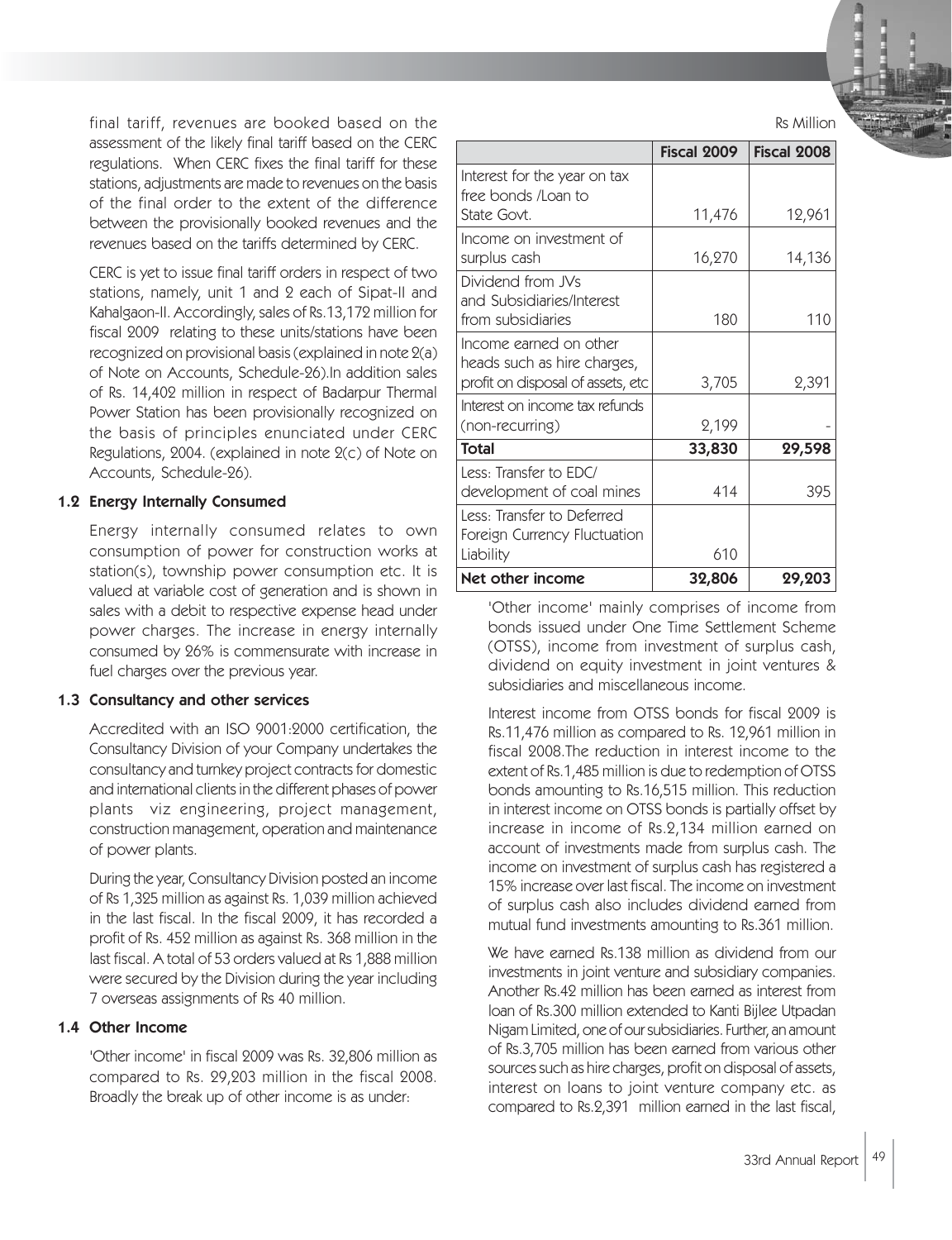final tariff, revenues are booked based on the assessment of the likely final tariff based on the CERC regulations. When CERC fixes the final tariff for these stations, adjustments are made to revenues on the basis of the final order to the extent of the difference between the provisionally booked revenues and the revenues based on the tariffs determined by CERC.

CERC is yet to issue final tariff orders in respect of two stations, namely, unit 1 and 2 each of Sipat-II and Kahalgaon-II. Accordingly, sales of Rs.13,172 million for fiscal 2009 relating to these units/stations have been recognized on provisional basis (explained in note 2(a) of Note on Accounts, Schedule-26).In addition sales of Rs. 14,402 million in respect of Badarpur Thermal Power Station has been provisionally recognized on the basis of principles enunciated under CERC Regulations, 2004. (explained in note 2(c) of Note on Accounts, Schedule-26).

### 1.2 Energy Internally Consumed

Energy internally consumed relates to own consumption of power for construction works at station(s), township power consumption etc. It is valued at variable cost of generation and is shown in sales with a debit to respective expense head under power charges. The increase in energy internally consumed by 26% is commensurate with increase in fuel charges over the previous year.

### 1.3 Consultancy and other services

Accredited with an ISO 9001:2000 certification, the Consultancy Division of your Company undertakes the consultancy and turnkey project contracts for domestic and international clients in the different phases of power plants viz engineering, project management, construction management, operation and maintenance of power plants.

During the year, Consultancy Division posted an income of Rs 1,325 million as against Rs. 1,039 million achieved in the last fiscal. In the fiscal 2009, it has recorded a profit of Rs. 452 million as against Rs. 368 million in the last fiscal. A total of 53 orders valued at Rs 1,888 million were secured by the Division during the year including 7 overseas assignments of Rs 40 million.

### 1.4 Other Income

'Other income' in fiscal 2009 was Rs. 32,806 million as compared to Rs. 29,203 million in the fiscal 2008. Broadly the break up of other income is as under:

Rs Million

| | Fiscal 2009 | Fiscal 2008 |
|---|---|---|
| Interest for the year on tax free bonds /Loan to State Govt. | 11,476 | 12,961 |
| Income on investment of surplus cash | 16,270 | 14,136 |
| Dividend from JVs and Subsidiaries/Interest from subsidiaries | 180 | 110 |
| Income earned on other heads such as hire charges, profit on disposal of assets, etc | 3,705 | 2,391 |
| Interest on income tax refunds (non-recurring) | 2,199 | - |
| **Total** | **33,830** | **29,598** |
| Less: Transfer to EDC/ development of coal mines | 414 | 395 |
| Less: Transfer to Deferred Foreign Currency Fluctuation Liability | 610 | |
| **Net other income** | **32,806** | **29,203** |

'Other income' mainly comprises of income from bonds issued under One Time Settlement Scheme (OTSS), income from investment of surplus cash, dividend on equity investment in joint ventures & subsidiaries and miscellaneous income.

Interest income from OTSS bonds for fiscal 2009 is Rs.11,476 million as compared to Rs. 12,961 million in fiscal 2008.The reduction in interest income to the extent of Rs.1,485 million is due to redemption of OTSS bonds amounting to Rs.16,515 million. This reduction in interest income on OTSS bonds is partially offset by increase in income of Rs.2,134 million earned on account of investments made from surplus cash. The income on investment of surplus cash has registered a 15% increase over last fiscal. The income on investment of surplus cash also includes dividend earned from mutual fund investments amounting to Rs.361 million.

We have earned Rs.138 million as dividend from our investments in joint venture and subsidiary companies. Another Rs.42 million has been earned as interest from loan of Rs.300 million extended to Kanti Bijlee Utpadan Nigam Limited, one of our subsidiaries. Further, an amount of Rs.3,705 million has been earned from various other sources such as hire charges, profit on disposal of assets, interest on loans to joint venture company etc. as compared to Rs.2,391 million earned in the last fiscal,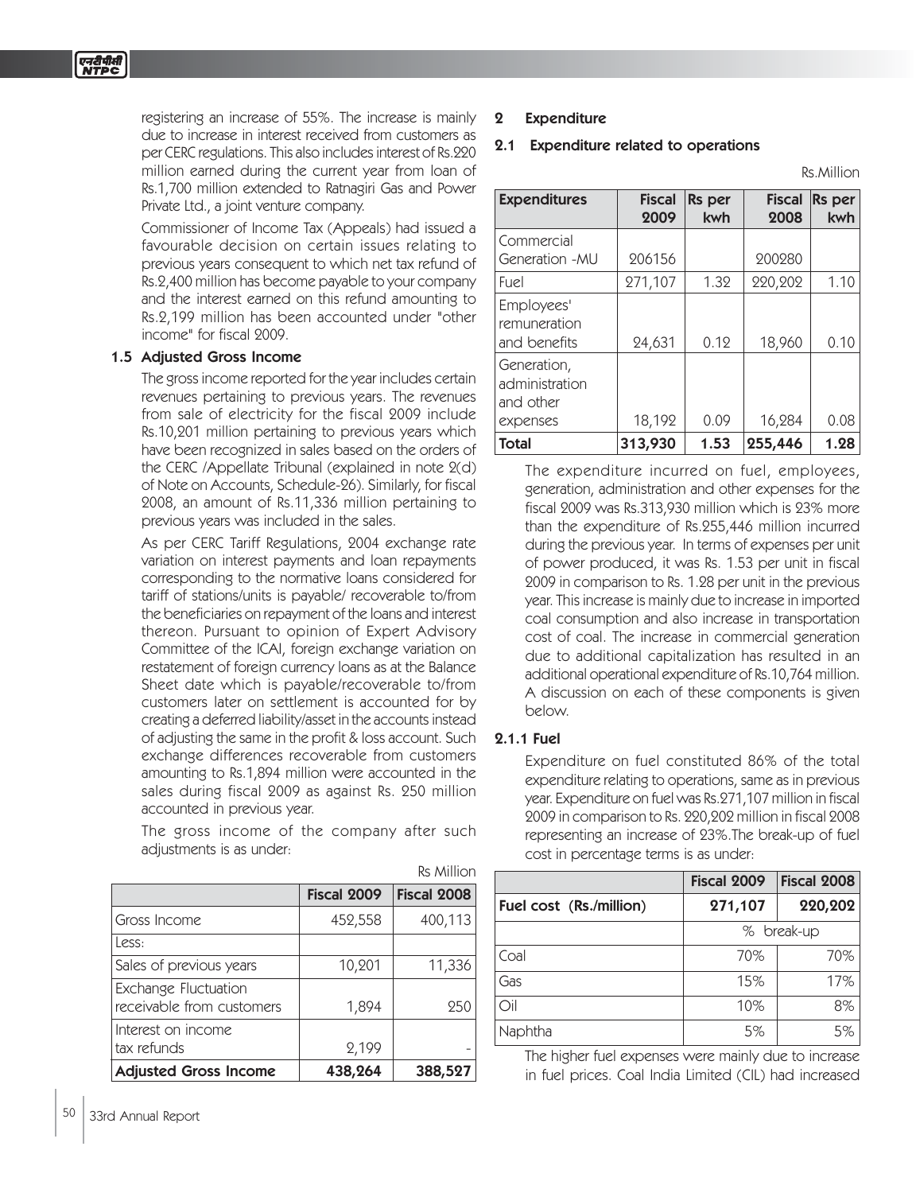registering an increase of 55%. The increase is mainly due to increase in interest received from customers as per CERC regulations. This also includes interest of Rs.220 million earned during the current year from loan of Rs.1,700 million extended to Ratnagiri Gas and Power Private Ltd., a joint venture company.

Commissioner of Income Tax (Appeals) had issued a favourable decision on certain issues relating to previous years consequent to which net tax refund of Rs.2,400 million has become payable to your company and the interest earned on this refund amounting to Rs.2,199 million has been accounted under "other income" for fiscal 2009.

### 1.5 Adjusted Gross Income

The gross income reported for the year includes certain revenues pertaining to previous years. The revenues from sale of electricity for the fiscal 2009 include Rs.10,201 million pertaining to previous years which have been recognized in sales based on the orders of the CERC /Appellate Tribunal (explained in note 2(d) of Note on Accounts, Schedule-26). Similarly, for fiscal 2008, an amount of Rs.11,336 million pertaining to previous years was included in the sales.

As per CERC Tariff Regulations, 2004 exchange rate variation on interest payments and loan repayments corresponding to the normative loans considered for tariff of stations/units is payable/ recoverable to/from the beneficiaries on repayment of the loans and interest thereon. Pursuant to opinion of Expert Advisory Committee of the ICAI, foreign exchange variation on restatement of foreign currency loans as at the Balance Sheet date which is payable/recoverable to/from customers later on settlement is accounted for by creating a deferred liability/asset in the accounts instead of adjusting the same in the profit & loss account. Such exchange differences recoverable from customers amounting to Rs.1,894 million were accounted in the sales during fiscal 2009 as against Rs. 250 million accounted in previous year.

The gross income of the company after such adjustments is as under:

Rs Million

| | Fiscal 2009 | Fiscal 2008 |
|---|---|---|
| Gross Income | 452,558 | 400,113 |
| Less: | | |
| Sales of previous years | 10,201 | 11,336 |
| Exchange Fluctuation receivable from customers | 1,894 | 250 |
| Interest on income tax refunds | 2,199 | - |
| **Adjusted Gross Income** | **438,264** | **388,527** |

## 2 Expenditure

### 2.1 Expenditure related to operations

Rs.Million

| Expenditures | Fiscal 2009 | Rs per kwh | Fiscal 2008 | Rs per kwh |
|---|---|---|---|---|
| Commercial Generation -MU | 206156 | | 200280 | |
| Fuel | 271,107 | 1.32 | 220,202 | 1.10 |
| Employees' remuneration and benefits | 24,631 | 0.12 | 18,960 | 0.10 |
| Generation, administration and other expenses | 18,192 | 0.09 | 16,284 | 0.08 |
| **Total** | **313,930** | **1.53** | **255,446** | **1.28** |

The expenditure incurred on fuel, employees, generation, administration and other expenses for the fiscal 2009 was Rs.313,930 million which is 23% more than the expenditure of Rs.255,446 million incurred during the previous year. In terms of expenses per unit of power produced, it was Rs. 1.53 per unit in fiscal 2009 in comparison to Rs. 1.28 per unit in the previous year. This increase is mainly due to increase in imported coal consumption and also increase in transportation cost of coal. The increase in commercial generation due to additional capitalization has resulted in an additional operational expenditure of Rs.10,764 million. A discussion on each of these components is given below.

#### 2.1.1 Fuel

Expenditure on fuel constituted 86% of the total expenditure relating to operations, same as in previous year. Expenditure on fuel was Rs.271,107 million in fiscal 2009 in comparison to Rs. 220,202 million in fiscal 2008 representing an increase of 23%.The break-up of fuel cost in percentage terms is as under:

| | Fiscal 2009 | Fiscal 2008 |
|---|---|---|
| **Fuel cost (Rs./million)** | **271,107** | **220,202** |
| | % break-up | |
| Coal | 70% | 70% |
| Gas | 15% | 17% |
| Oil | 10% | 8% |
| Naphtha | 5% | 5% |

The higher fuel expenses were mainly due to increase in fuel prices. Coal India Limited (CIL) had increased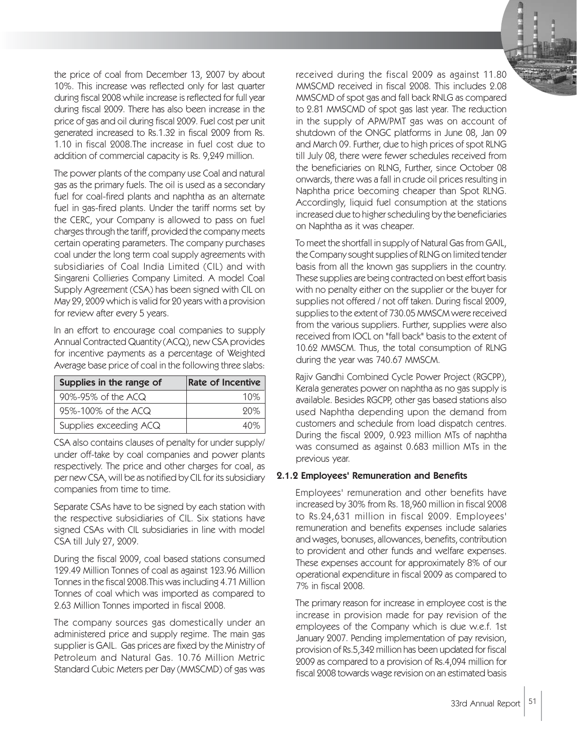the price of coal from December 13, 2007 by about 10%. This increase was reflected only for last quarter during fiscal 2008 while increase is reflected for full year during fiscal 2009. There has also been increase in the price of gas and oil during fiscal 2009. Fuel cost per unit generated increased to Rs.1.32 in fiscal 2009 from Rs. 1.10 in fiscal 2008.The increase in fuel cost due to addition of commercial capacity is Rs. 9,249 million.

The power plants of the company use Coal and natural gas as the primary fuels. The oil is used as a secondary fuel for coal-fired plants and naphtha as an alternate fuel in gas-fired plants. Under the tariff norms set by the CERC, your Company is allowed to pass on fuel charges through the tariff, provided the company meets certain operating parameters. The company purchases coal under the long term coal supply agreements with subsidiaries of Coal India Limited (CIL) and with Singareni Collieries Company Limited. A model Coal Supply Agreement (CSA) has been signed with CIL on May 29, 2009 which is valid for 20 years with a provision for review after every 5 years.

In an effort to encourage coal companies to supply Annual Contracted Quantity (ACQ), new CSA provides for incentive payments as a percentage of Weighted Average base price of coal in the following three slabs:

| Supplies in the range of | Rate of Incentive |
|---|---|
| 90%-95% of the ACQ | 10% |
| 95%-100% of the ACQ | 20% |
| Supplies exceeding ACQ | 40% |

CSA also contains clauses of penalty for under supply/ under off-take by coal companies and power plants respectively. The price and other charges for coal, as per new CSA, will be as notified by CIL for its subsidiary companies from time to time.

Separate CSAs have to be signed by each station with the respective subsidiaries of CIL. Six stations have signed CSAs with CIL subsidiaries in line with model CSA till July 27, 2009.

During the fiscal 2009, coal based stations consumed 129.49 Million Tonnes of coal as against 123.96 Million Tonnes in the fiscal 2008.This was including 4.71 Million Tonnes of coal which was imported as compared to 2.63 Million Tonnes imported in fiscal 2008.

The company sources gas domestically under an administered price and supply regime. The main gas supplier is GAIL. Gas prices are fixed by the Ministry of Petroleum and Natural Gas. 10.76 Million Metric Standard Cubic Meters per Day (MMSCMD) of gas was received during the fiscal 2009 as against 11.80 MMSCMD received in fiscal 2008. This includes 2.08 MMSCMD of spot gas and fall back RNLG as compared to 2.81 MMSCMD of spot gas last year. The reduction in the supply of APM/PMT gas was on account of shutdown of the ONGC platforms in June 08, Jan 09 and March 09. Further, due to high prices of spot RLNG till July 08, there were fewer schedules received from the beneficiaries on RLNG, Further, since October 08 onwards, there was a fall in crude oil prices resulting in Naphtha price becoming cheaper than Spot RLNG. Accordingly, liquid fuel consumption at the stations increased due to higher scheduling by the beneficiaries on Naphtha as it was cheaper.

To meet the shortfall in supply of Natural Gas from GAIL, the Company sought supplies of RLNG on limited tender basis from all the known gas suppliers in the country. These supplies are being contracted on best effort basis with no penalty either on the supplier or the buyer for supplies not offered / not off taken. During fiscal 2009, supplies to the extent of 730.05 MMSCM were received from the various suppliers. Further, supplies were also received from IOCL on "fall back" basis to the extent of 10.62 MMSCM. Thus, the total consumption of RLNG during the year was 740.67 MMSCM.

Rajiv Gandhi Combined Cycle Power Project (RGCPP), Kerala generates power on naphtha as no gas supply is available. Besides RGCPP, other gas based stations also used Naphtha depending upon the demand from customers and schedule from load dispatch centres. During the fiscal 2009, 0.923 million MTs of naphtha was consumed as against 0.683 million MTs in the previous year.

### 2.1.2 Employees' Remuneration and Benefits

Employees' remuneration and other benefits have increased by 30% from Rs. 18,960 million in fiscal 2008 to Rs.24,631 million in fiscal 2009. Employees' remuneration and benefits expenses include salaries and wages, bonuses, allowances, benefits, contribution to provident and other funds and welfare expenses. These expenses account for approximately 8% of our operational expenditure in fiscal 2009 as compared to 7% in fiscal 2008.

The primary reason for increase in employee cost is the increase in provision made for pay revision of the employees of the Company which is due w.e.f. 1st January 2007. Pending implementation of pay revision, provision of Rs.5,342 million has been updated for fiscal 2009 as compared to a provision of Rs.4,094 million for fiscal 2008 towards wage revision on an estimated basis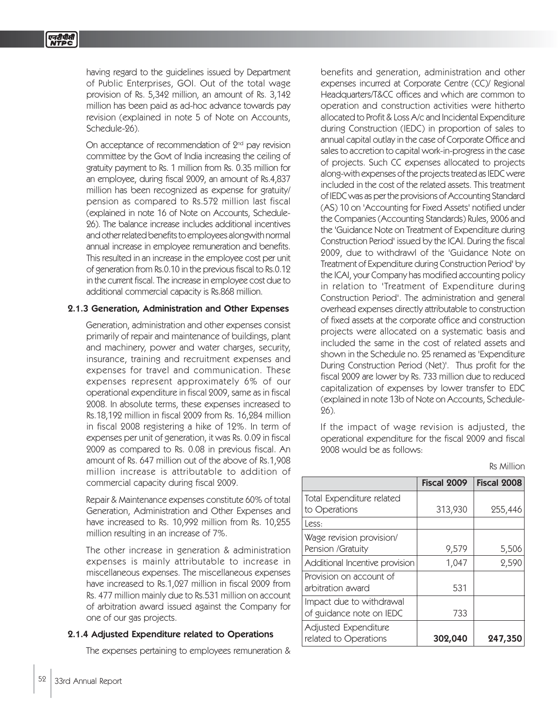having regard to the guidelines issued by Department of Public Enterprises, GOI. Out of the total wage provision of Rs. 5,342 million, an amount of Rs. 3,142 million has been paid as ad-hoc advance towards pay revision (explained in note 5 of Note on Accounts, Schedule-26).

On acceptance of recommendation of 2nd pay revision committee by the Govt of India increasing the ceiling of gratuity payment to Rs. 1 million from Rs. 0.35 million for an employee, during fiscal 2009, an amount of Rs.4,837 million has been recognized as expense for gratuity/ pension as compared to Rs.572 million last fiscal (explained in note 16 of Note on Accounts, Schedule-26). The balance increase includes additional incentives and other related benefits to employees alongwith normal annual increase in employee remuneration and benefits. This resulted in an increase in the employee cost per unit of generation from Rs.0.10 in the previous fiscal to Rs.0.12 in the current fiscal. The increase in employee cost due to additional commercial capacity is Rs.868 million.

### 2.1.3 Generation, Administration and Other Expenses

Generation, administration and other expenses consist primarily of repair and maintenance of buildings, plant and machinery, power and water charges, security, insurance, training and recruitment expenses and expenses for travel and communication. These expenses represent approximately 6% of our operational expenditure in fiscal 2009, same as in fiscal 2008. In absolute terms, these expenses increased to Rs.18,192 million in fiscal 2009 from Rs. 16,284 million in fiscal 2008 registering a hike of 12%. In term of expenses per unit of generation, it was Rs. 0.09 in fiscal 2009 as compared to Rs. 0.08 in previous fiscal. An amount of Rs. 647 million out of the above of Rs.1,908 million increase is attributable to addition of commercial capacity during fiscal 2009.

Repair & Maintenance expenses constitute 60% of total Generation, Administration and Other Expenses and have increased to Rs. 10,992 million from Rs. 10,255 million resulting in an increase of 7%.

The other increase in generation & administration expenses is mainly attributable to increase in miscellaneous expenses. The miscellaneous expenses have increased to Rs.1,027 million in fiscal 2009 from Rs. 477 million mainly due to Rs.531 million on account of arbitration award issued against the Company for one of our gas projects.

### 2.1.4 Adjusted Expenditure related to Operations

The expenses pertaining to employees remuneration & benefits and generation, administration and other expenses incurred at Corporate Centre (CC)/ Regional Headquarters/T&CC offices and which are common to operation and construction activities were hitherto allocated to Profit & Loss A/c and Incidental Expenditure during Construction (IEDC) in proportion of sales to annual capital outlay in the case of Corporate Office and sales to accretion to capital work-in-progress in the case of projects. Such CC expenses allocated to projects along-with expenses of the projects treated as IEDC were included in the cost of the related assets. This treatment of IEDC was as per the provisions of Accounting Standard (AS) 10 on 'Accounting for Fixed Assets' notified under the Companies (Accounting Standards) Rules, 2006 and the 'Guidance Note on Treatment of Expenditure during Construction Period' issued by the ICAI. During the fiscal 2009, due to withdrawl of the 'Guidance Note on Treatment of Expenditure during Construction Period' by the ICAI, your Company has modified accounting policy in relation to 'Treatment of Expenditure during Construction Period'. The administration and general overhead expenses directly attributable to construction of fixed assets at the corporate office and construction projects were allocated on a systematic basis and included the same in the cost of related assets and shown in the Schedule no. 25 renamed as 'Expenditure During Construction Period (Net)'. Thus profit for the fiscal 2009 are lower by Rs. 733 million due to reduced capitalization of expenses by lower transfer to EDC (explained in note 13b of Note on Accounts, Schedule-26).

If the impact of wage revision is adjusted, the operational expenditure for the fiscal 2009 and fiscal 2008 would be as follows:

Rs Million

| | Fiscal 2009 | Fiscal 2008 |
|---|---|---|
| Total Expenditure related to Operations | 313,930 | 255,446 |
| Less: | | |
| Wage revision provision/ Pension /Gratuity | 9,579 | 5,506 |
| Additional Incentive provision | 1,047 | 2,590 |
| Provision on account of arbitration award | 531 | |
| Impact due to withdrawal of guidance note on IEDC | 733 | |
| Adjusted Expenditure related to Operations | **302,040** | **247,350** |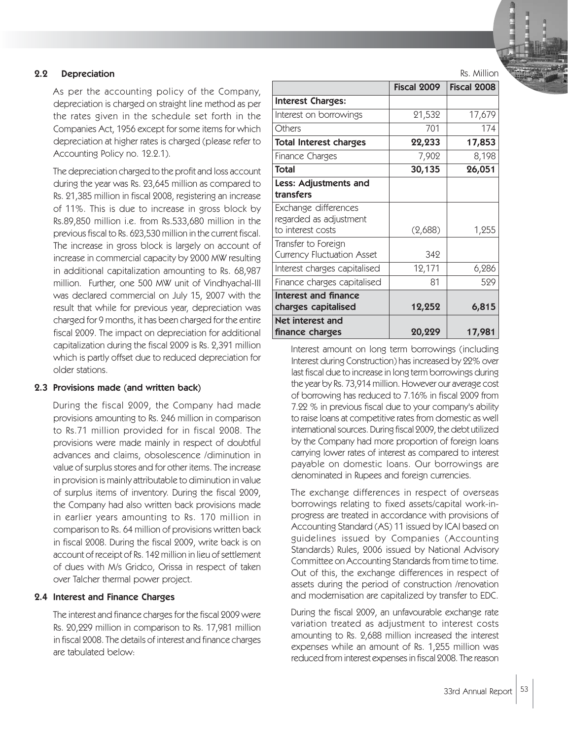## 2.2 Depreciation

As per the accounting policy of the Company, depreciation is charged on straight line method as per the rates given in the schedule set forth in the Companies Act, 1956 except for some items for which depreciation at higher rates is charged (please refer to Accounting Policy no. 12.2.1).

The depreciation charged to the profit and loss account during the year was Rs. 23,645 million as compared to Rs. 21,385 million in fiscal 2008, registering an increase of 11%. This is due to increase in gross block by Rs.89,850 million i.e. from Rs.533,680 million in the previous fiscal to Rs. 623,530 million in the current fiscal. The increase in gross block is largely on account of increase in commercial capacity by 2000 MW resulting in additional capitalization amounting to Rs. 68,987 million. Further, one 500 MW unit of Vindhyachal-III was declared commercial on July 15, 2007 with the result that while for previous year, depreciation was charged for 9 months, it has been charged for the entire fiscal 2009. The impact on depreciation for additional capitalization during the fiscal 2009 is Rs. 2,391 million which is partly offset due to reduced depreciation for older stations.

## 2.3 Provisions made (and written back)

During the fiscal 2009, the Company had made provisions amounting to Rs. 246 million in comparison to Rs.71 million provided for in fiscal 2008. The provisions were made mainly in respect of doubtful advances and claims, obsolescence /diminution in value of surplus stores and for other items. The increase in provision is mainly attributable to diminution in value of surplus items of inventory. During the fiscal 2009, the Company had also written back provisions made in earlier years amounting to Rs. 170 million in comparison to Rs. 64 million of provisions written back in fiscal 2008. During the fiscal 2009, write back is on account of receipt of Rs. 142 million in lieu of settlement of dues with M/s Gridco, Orissa in respect of taken over Talcher thermal power project.

## 2.4 Interest and Finance Charges

The interest and finance charges for the fiscal 2009 were Rs. 20,229 million in comparison to Rs. 17,981 million in fiscal 2008. The details of interest and finance charges are tabulated below:

Rs. Million

| | Fiscal 2009 | Fiscal 2008 |
|---|---|---|
| **Interest Charges:** | | |
| Interest on borrowings | 21,532 | 17,679 |
| Others | 701 | 174 |
| **Total Interest charges** | **22,233** | **17,853** |
| Finance Charges | 7,902 | 8,198 |
| **Total** | **30,135** | **26,051** |
| **Less: Adjustments and transfers** | | |
| Exchange differences regarded as adjustment to interest costs | (2,688) | 1,255 |
| Transfer to Foreign Currency Fluctuation Asset | 342 | |
| Interest charges capitalised | 12,171 | 6,286 |
| Finance charges capitalised | 81 | 529 |
| **Interest and finance charges capitalised** | **12,252** | **6,815** |
| **Net interest and finance charges** | **20,229** | **17,981** |

Interest amount on long term borrowings (including Interest during Construction) has increased by 22% over last fiscal due to increase in long term borrowings during the year by Rs. 73,914 million. However our average cost of borrowing has reduced to 7.16% in fiscal 2009 from 7.22 % in previous fiscal due to your company's ability to raise loans at competitive rates from domestic as well international sources. During fiscal 2009, the debt utilized by the Company had more proportion of foreign loans carrying lower rates of interest as compared to interest payable on domestic loans. Our borrowings are denominated in Rupees and foreign currencies.

The exchange differences in respect of overseas borrowings relating to fixed assets/capital work-in-progress are treated in accordance with provisions of Accounting Standard (AS) 11 issued by ICAI based on guidelines issued by Companies (Accounting Standards) Rules, 2006 issued by National Advisory Committee on Accounting Standards from time to time. Out of this, the exchange differences in respect of assets during the period of construction /renovation and modernisation are capitalized by transfer to EDC.

During the fiscal 2009, an unfavourable exchange rate variation treated as adjustment to interest costs amounting to Rs. 2,688 million increased the interest expenses while an amount of Rs. 1,255 million was reduced from interest expenses in fiscal 2008. The reason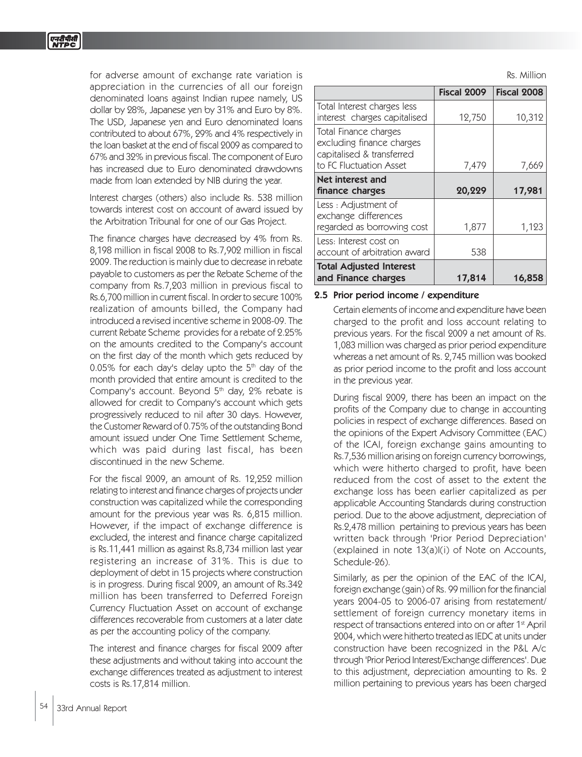for adverse amount of exchange rate variation is appreciation in the currencies of all our foreign denominated loans against Indian rupee namely, US dollar by 28%, Japanese yen by 31% and Euro by 8%. The USD, Japanese yen and Euro denominated loans contributed to about 67%, 29% and 4% respectively in the loan basket at the end of fiscal 2009 as compared to 67% and 32% in previous fiscal. The component of Euro has increased due to Euro denominated drawdowns made from loan extended by NIB during the year.

Interest charges (others) also include Rs. 538 million towards interest cost on account of award issued by the Arbitration Tribunal for one of our Gas Project.

The finance charges have decreased by 4% from Rs. 8,198 million in fiscal 2008 to Rs.7,902 million in fiscal 2009. The reduction is mainly due to decrease in rebate payable to customers as per the Rebate Scheme of the company from Rs.7,203 million in previous fiscal to Rs.6,700 million in current fiscal. In order to secure 100% realization of amounts billed, the Company had introduced a revised incentive scheme in 2008-09. The current Rebate Scheme provides for a rebate of 2.25% on the amounts credited to the Company's account on the first day of the month which gets reduced by 0.05% for each day's delay upto the 5th day of the month provided that entire amount is credited to the Company's account. Beyond 5th day, 2% rebate is allowed for credit to Company's account which gets progressively reduced to nil after 30 days. However, the Customer Reward of 0.75% of the outstanding Bond amount issued under One Time Settlement Scheme, which was paid during last fiscal, has been discontinued in the new Scheme.

For the fiscal 2009, an amount of Rs. 12,252 million relating to interest and finance charges of projects under construction was capitalized while the corresponding amount for the previous year was Rs. 6,815 million. However, if the impact of exchange difference is excluded, the interest and finance charge capitalized is Rs.11,441 million as against Rs.8,734 million last year registering an increase of 31%. This is due to deployment of debt in 15 projects where construction is in progress. During fiscal 2009, an amount of Rs.342 million has been transferred to Deferred Foreign Currency Fluctuation Asset on account of exchange differences recoverable from customers at a later date as per the accounting policy of the company.

The interest and finance charges for fiscal 2009 after these adjustments and without taking into account the exchange differences treated as adjustment to interest costs is Rs.17,814 million.

Rs. Million

| | Fiscal 2009 | Fiscal 2008 |
|---|---|---|
| Total Interest charges less interest charges capitalised | 12,750 | 10,312 |
| Total Finance charges excluding finance charges capitalised & transferred to FC Fluctuation Asset | 7,479 | 7,669 |
| **Net interest and finance charges** | **20,229** | **17,981** |
| Less : Adjustment of exchange differences regarded as borrowing cost | 1,877 | 1,123 |
| Less: Interest cost on account of arbitration award | 538 | |
| **Total Adjusted Interest and Finance charges** | **17,814** | **16,858** |

### 2.5 Prior period income / expenditure

Certain elements of income and expenditure have been charged to the profit and loss account relating to previous years. For the fiscal 2009 a net amount of Rs. 1,083 million was charged as prior period expenditure whereas a net amount of Rs. 2,745 million was booked as prior period income to the profit and loss account in the previous year.

During fiscal 2009, there has been an impact on the profits of the Company due to change in accounting policies in respect of exchange differences. Based on the opinions of the Expert Advisory Committee (EAC) of the ICAI, foreign exchange gains amounting to Rs.7,536 million arising on foreign currency borrowings, which were hitherto charged to profit, have been reduced from the cost of asset to the extent the exchange loss has been earlier capitalized as per applicable Accounting Standards during construction period. Due to the above adjustment, depreciation of Rs.2,478 million pertaining to previous years has been written back through 'Prior Period Depreciation' (explained in note 13(a)I(i) of Note on Accounts, Schedule-26).

Similarly, as per the opinion of the EAC of the ICAI, foreign exchange (gain) of Rs. 99 million for the financial years 2004-05 to 2006-07 arising from restatement/ settlement of foreign currency monetary items in respect of transactions entered into on or after 1st April 2004, which were hitherto treated as IEDC at units under construction have been recognized in the P&L A/c through 'Prior Period Interest/Exchange differences'. Due to this adjustment, depreciation amounting to Rs. 2 million pertaining to previous years has been charged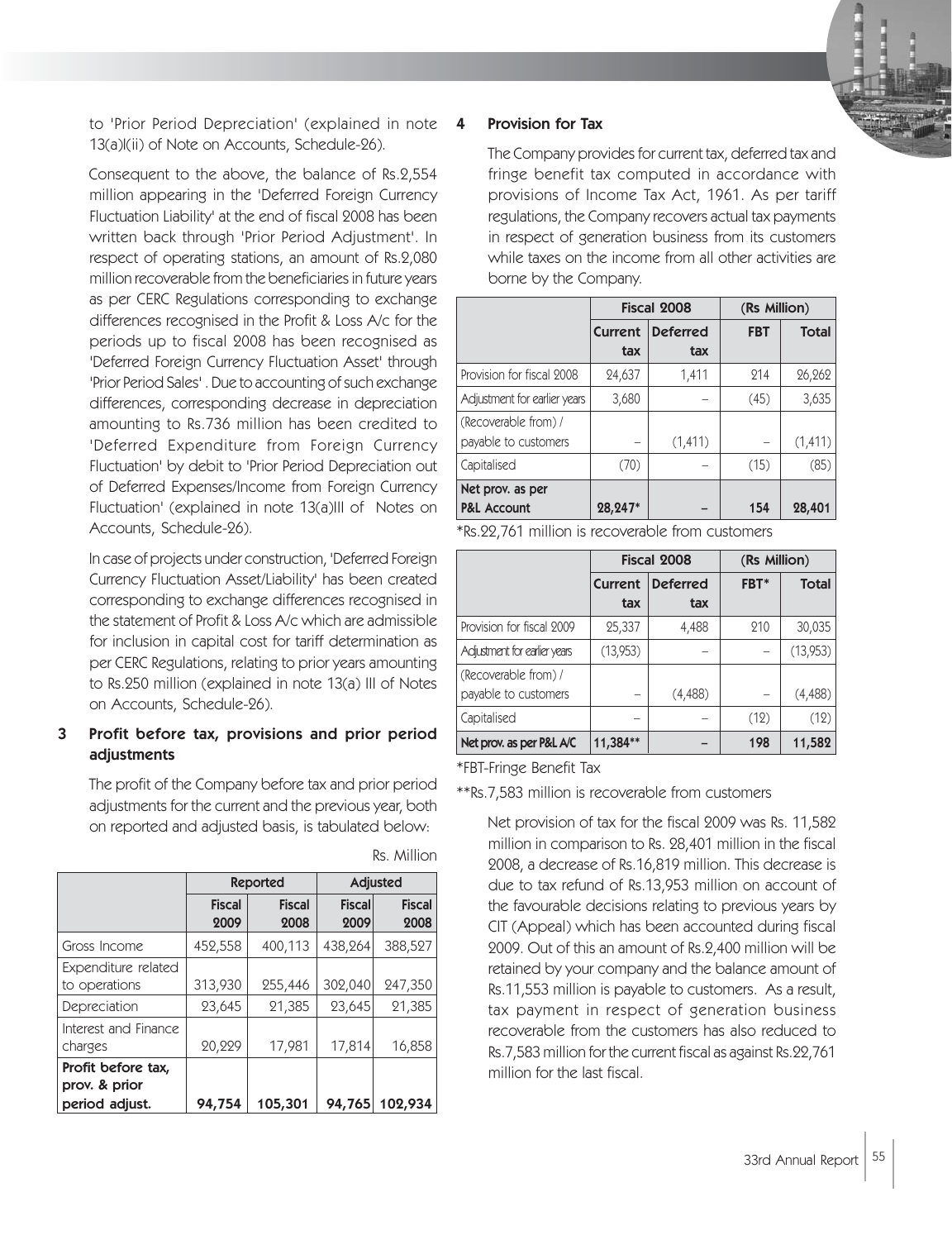to 'Prior Period Depreciation' (explained in note 13(a)I(ii) of Note on Accounts, Schedule-26).

Consequent to the above, the balance of Rs.2,554 million appearing in the 'Deferred Foreign Currency Fluctuation Liability' at the end of fiscal 2008 has been written back through 'Prior Period Adjustment'. In respect of operating stations, an amount of Rs.2,080 million recoverable from the beneficiaries in future years as per CERC Regulations corresponding to exchange differences recognised in the Profit & Loss A/c for the periods up to fiscal 2008 has been recognised as 'Deferred Foreign Currency Fluctuation Asset' through 'Prior Period Sales'. Due to accounting of such exchange differences, corresponding decrease in depreciation amounting to Rs.736 million has been credited to 'Deferred Expenditure from Foreign Currency Fluctuation' by debit to 'Prior Period Depreciation out of Deferred Expenses/Income from Foreign Currency Fluctuation' (explained in note 13(a)III of Notes on Accounts, Schedule-26).

In case of projects under construction, 'Deferred Foreign Currency Fluctuation Asset/Liability' has been created corresponding to exchange differences recognised in the statement of Profit & Loss A/c which are admissible for inclusion in capital cost for tariff determination as per CERC Regulations, relating to prior years amounting to Rs.250 million (explained in note 13(a) III of Notes on Accounts, Schedule-26).

## 3 Profit before tax, provisions and prior period adjustments

The profit of the Company before tax and prior period adjustments for the current and the previous year, both on reported and adjusted basis, is tabulated below:

Rs. Million

| | Reported | | Adjusted | |
|---|---|---|---|---|
| | Fiscal 2009 | Fiscal 2008 | Fiscal 2009 | Fiscal 2008 |
| Gross Income | 452,558 | 400,113 | 438,264 | 388,527 |
| Expenditure related to operations | 313,930 | 255,446 | 302,040 | 247,350 |
| Depreciation | 23,645 | 21,385 | 23,645 | 21,385 |
| Interest and Finance charges | 20,229 | 17,981 | 17,814 | 16,858 |
| **Profit before tax, prov. & prior period adjust.** | **94,754** | **105,301** | **94,765** | **102,934** |

## 4 Provision for Tax

The Company provides for current tax, deferred tax and fringe benefit tax computed in accordance with provisions of Income Tax Act, 1961. As per tariff regulations, the Company recovers actual tax payments in respect of generation business from its customers while taxes on the income from all other activities are borne by the Company.

| | Fiscal 2008 | | (Rs Million) | |
|---|---|---|---|---|
| | Current tax | Deferred tax | FBT | Total |
| Provision for fiscal 2008 | 24,637 | 1,411 | 214 | 26,262 |
| Adjustment for earlier years | 3,680 | – | (45) | 3,635 |
| (Recoverable from) / payable to customers | – | (1,411) | – | (1,411) |
| Capitalised | (70) | – | (15) | (85) |
| **Net prov. as per P&L Account** | **28,247*** | **–** | **154** | **28,401** |

*Rs.22,761 million is recoverable from customers

| | Fiscal 2008 | | (Rs Million) | |
|---|---|---|---|---|
| | Current tax | Deferred tax | FBT* | Total |
| Provision for fiscal 2009 | 25,337 | 4,488 | 210 | 30,035 |
| Adjustment for earlier years | (13,953) | – | – | (13,953) |
| (Recoverable from) / payable to customers | – | (4,488) | – | (4,488) |
| Capitalised | – | – | (12) | (12) |
| **Net prov. as per P&L A/C** | **11,384**** | **–** | **198** | **11,582** |

*FBT-Fringe Benefit Tax

**Rs.7,583 million is recoverable from customers

Net provision of tax for the fiscal 2009 was Rs. 11,582 million in comparison to Rs. 28,401 million in the fiscal 2008, a decrease of Rs.16,819 million. This decrease is due to tax refund of Rs.13,953 million on account of the favourable decisions relating to previous years by CIT (Appeal) which has been accounted during fiscal 2009. Out of this an amount of Rs.2,400 million will be retained by your company and the balance amount of Rs.11,553 million is payable to customers. As a result, tax payment in respect of generation business recoverable from the customers has also reduced to Rs.7,583 million for the current fiscal as against Rs.22,761 million for the last fiscal.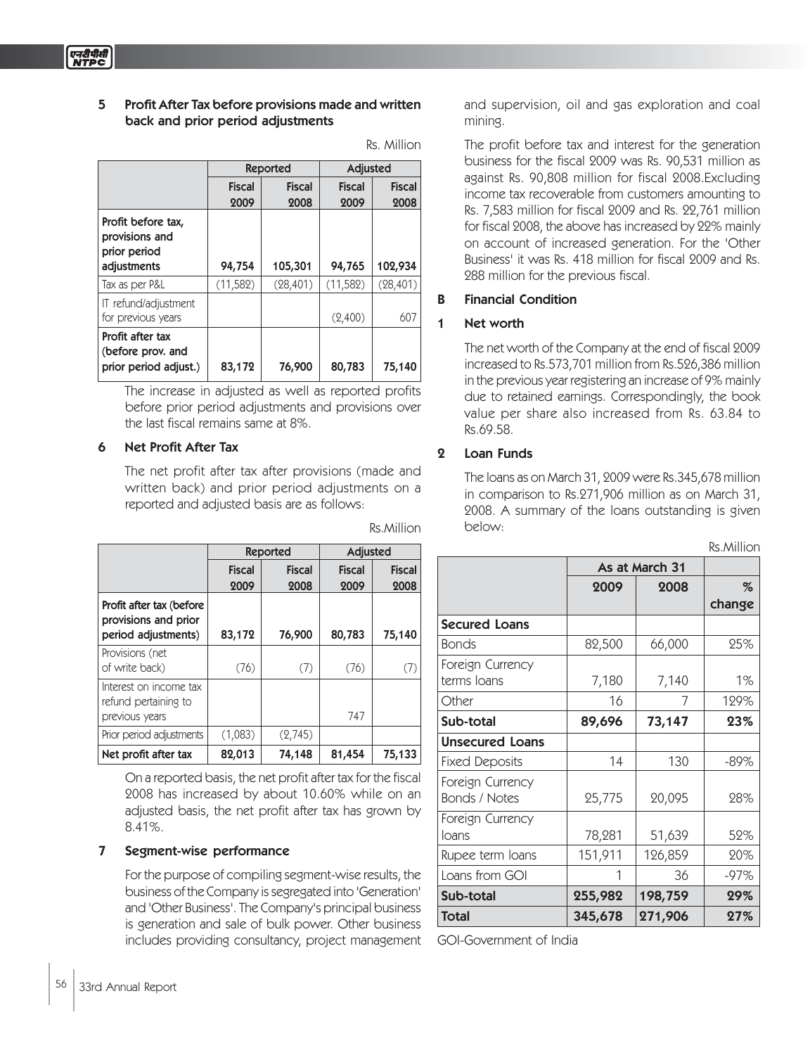## 5 Profit After Tax before provisions made and written back and prior period adjustments

Rs. Million

| | Reported | | Adjusted | |
|---|---|---|---|---|
| | Fiscal 2009 | Fiscal 2008 | Fiscal 2009 | Fiscal 2008 |
| **Profit before tax, provisions and prior period adjustments** | **94,754** | **105,301** | **94,765** | **102,934** |
| Tax as per P&L | (11,582) | (28,401) | (11,582) | (28,401) |
| IT refund/adjustment for previous years | | | (2,400) | 607 |
| **Profit after tax (before prov. and prior period adjust.)** | **83,172** | **76,900** | **80,783** | **75,140** |

The increase in adjusted as well as reported profits before prior period adjustments and provisions over the last fiscal remains same at 8%.

## 6 Net Profit After Tax

The net profit after tax after provisions (made and written back) and prior period adjustments on a reported and adjusted basis are as follows:

Rs.Million

| | Reported | | Adjusted | |
|---|---|---|---|---|
| | Fiscal 2009 | Fiscal 2008 | Fiscal 2009 | Fiscal 2008 |
| **Profit after tax (before provisions and prior period adjustments)** | **83,172** | **76,900** | **80,783** | **75,140** |
| Provisions (net of write back) | (76) | (7) | (76) | (7) |
| Interest on income tax refund pertaining to previous years | | | 747 | |
| Prior period adjustments | (1,083) | (2,745) | | |
| **Net profit after tax** | **82,013** | **74,148** | **81,454** | **75,133** |

On a reported basis, the net profit after tax for the fiscal 2008 has increased by about 10.60% while on an adjusted basis, the net profit after tax has grown by 8.41%.

## 7 Segment-wise performance

For the purpose of compiling segment-wise results, the business of the Company is segregated into 'Generation' and 'Other Business'. The Company's principal business is generation and sale of bulk power. Other business includes providing consultancy, project management and supervision, oil and gas exploration and coal mining.

The profit before tax and interest for the generation business for the fiscal 2009 was Rs. 90,531 million as against Rs. 90,808 million for fiscal 2008.Excluding income tax recoverable from customers amounting to Rs. 7,583 million for fiscal 2009 and Rs. 22,761 million for fiscal 2008, the above has increased by 22% mainly on account of increased generation. For the 'Other Business' it was Rs. 418 million for fiscal 2009 and Rs. 288 million for the previous fiscal.

## B Financial Condition

### 1 Net worth

The net worth of the Company at the end of fiscal 2009 increased to Rs.573,701 million from Rs.526,386 million in the previous year registering an increase of 9% mainly due to retained earnings. Correspondingly, the book value per share also increased from Rs. 63.84 to Rs.69.58.

### 2 Loan Funds

The loans as on March 31, 2009 were Rs.345,678 million in comparison to Rs.271,906 million as on March 31, 2008. A summary of the loans outstanding is given below:

Rs.Million

| | As at March 31 | | |
|---|---|---|---|
| | 2009 | 2008 | % change |
| **Secured Loans** | | | |
| Bonds | 82,500 | 66,000 | 25% |
| Foreign Currency terms loans | 7,180 | 7,140 | 1% |
| Other | 16 | 7 | 129% |
| **Sub-total** | **89,696** | **73,147** | **23%** |
| **Unsecured Loans** | | | |
| Fixed Deposits | 14 | 130 | -89% |
| Foreign Currency Bonds / Notes | 25,775 | 20,095 | 28% |
| Foreign Currency loans | 78,281 | 51,639 | 52% |
| Rupee term loans | 151,911 | 126,859 | 20% |
| Loans from GOI | 1 | 36 | -97% |
| **Sub-total** | **255,982** | **198,759** | **29%** |
| **Total** | **345,678** | **271,906** | **27%** |

GOI-Government of India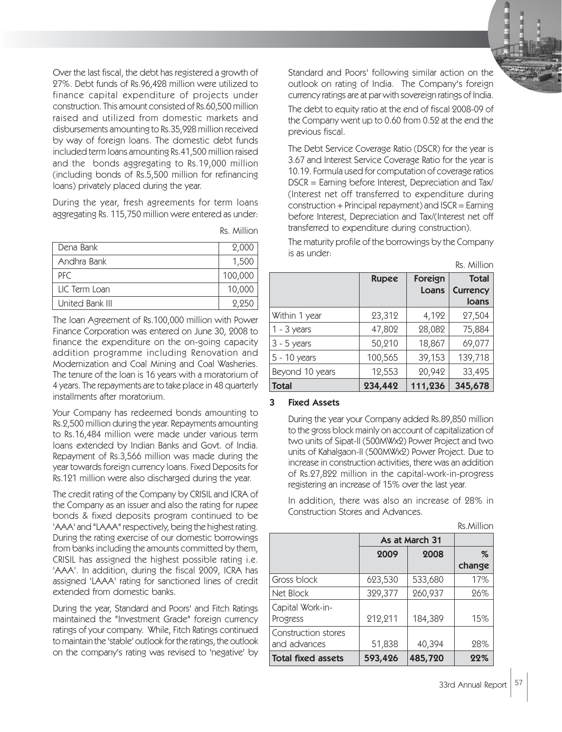Over the last fiscal, the debt has registered a growth of 27%. Debt funds of Rs.96,428 million were utilized to finance capital expenditure of projects under construction. This amount consisted of Rs.60,500 million raised and utilized from domestic markets and disbursements amounting to Rs.35,928 million received by way of foreign loans. The domestic debt funds included term loans amounting Rs.41,500 million raised and the bonds aggregating to Rs.19,000 million (including bonds of Rs.5,500 million for refinancing loans) privately placed during the year.

During the year, fresh agreements for term loans aggregating Rs. 115,750 million were entered as under:

Rs. Million

| | |
|---|---|
| Dena Bank | 2,000 |
| Andhra Bank | 1,500 |
| PFC | 100,000 |
| LIC Term Loan | 10,000 |
| United Bank III | 2,250 |

The loan Agreement of Rs.100,000 million with Power Finance Corporation was entered on June 30, 2008 to finance the expenditure on the on-going capacity addition programme including Renovation and Modernization and Coal Mining and Coal Washeries. The tenure of the loan is 16 years with a moratorium of 4 years. The repayments are to take place in 48 quarterly installments after moratorium.

Your Company has redeemed bonds amounting to Rs.2,500 million during the year. Repayments amounting to Rs.16,484 million were made under various term loans extended by Indian Banks and Govt. of India. Repayment of Rs.3,566 million was made during the year towards foreign currency loans. Fixed Deposits for Rs.121 million were also discharged during the year.

The credit rating of the Company by CRISIL and ICRA of the Company as an issuer and also the rating for rupee bonds & fixed deposits program continued to be 'AAA' and "LAAA" respectively, being the highest rating. During the rating exercise of our domestic borrowings from banks including the amounts committed by them, CRISIL has assigned the highest possible rating i.e. 'AAA'. In addition, during the fiscal 2009, ICRA has assigned 'LAAA' rating for sanctioned lines of credit extended from domestic banks.

During the year, Standard and Poors' and Fitch Ratings maintained the "Investment Grade" foreign currency ratings of your company. While, Fitch Ratings continued to maintain the 'stable' outlook for the ratings, the outlook on the company's rating was revised to 'negative' by Standard and Poors' following similar action on the outlook on rating of India. The Company's foreign currency ratings are at par with sovereign ratings of India.

The debt to equity ratio at the end of fiscal 2008-09 of the Company went up to 0.60 from 0.52 at the end the previous fiscal.

The Debt Service Coverage Ratio (DSCR) for the year is 3.67 and Interest Service Coverage Ratio for the year is 10.19. Formula used for computation of coverage ratios DSCR = Earning before Interest, Depreciation and Tax/ (Interest net off transferred to expenditure during construction + Principal repayment) and ISCR = Earning before Interest, Depreciation and Tax/(Interest net off transferred to expenditure during construction).

The maturity profile of the borrowings by the Company is as under:

Rs. Million

| | Rupee | Foreign Loans | Total Currency loans |
|---|---|---|---|
| Within 1 year | 23,312 | 4,192 | 27,504 |
| 1 - 3 years | 47,802 | 28,082 | 75,884 |
| 3 - 5 years | 50,210 | 18,867 | 69,077 |
| 5 - 10 years | 100,565 | 39,153 | 139,718 |
| Beyond 10 years | 12,553 | 20,942 | 33,495 |
| **Total** | **234,442** | **111,236** | **345,678** |

## 3 Fixed Assets

During the year your Company added Rs.89,850 million to the gross block mainly on account of capitalization of two units of Sipat-II (500MWx2) Power Project and two units of Kahalgaon-II (500MWx2) Power Project. Due to increase in construction activities, there was an addition of Rs.27,822 million in the capital-work-in-progress registering an increase of 15% over the last year.

In addition, there was also an increase of 28% in Construction Stores and Advances.

Rs.Million

| | As at March 31 | | |
|---|---|---|---|
| | 2009 | 2008 | % change |
| Gross block | 623,530 | 533,680 | 17% |
| Net Block | 329,377 | 260,937 | 26% |
| Capital Work-in-Progress | 212,211 | 184,389 | 15% |
| Construction stores and advances | 51,838 | 40,394 | 28% |
| **Total fixed assets** | **593,426** | **485,720** | **22%** |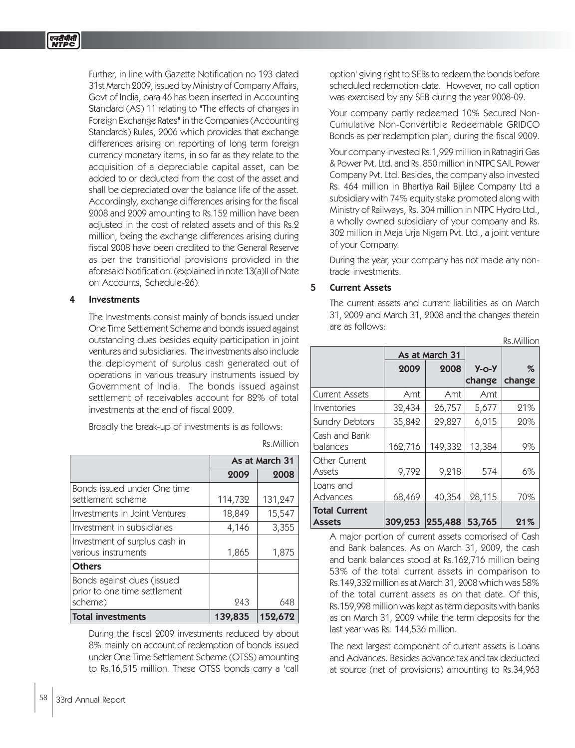Further, in line with Gazette Notification no 193 dated 31st March 2009, issued by Ministry of Company Affairs, Govt of India, para 46 has been inserted in Accounting Standard (AS) 11 relating to "The effects of changes in Foreign Exchange Rates" in the Companies (Accounting Standards) Rules, 2006 which provides that exchange differences arising on reporting of long term foreign currency monetary items, in so far as they relate to the acquisition of a depreciable capital asset, can be added to or deducted from the cost of the asset and shall be depreciated over the balance life of the asset. Accordingly, exchange differences arising for the fiscal 2008 and 2009 amounting to Rs.152 million have been adjusted in the cost of related assets and of this Rs.2 million, being the exchange differences arising during fiscal 2008 have been credited to the General Reserve as per the transitional provisions provided in the aforesaid Notification. (explained in note 13(a)II of Note on Accounts, Schedule-26).

## 4 Investments

The Investments consist mainly of bonds issued under One Time Settlement Scheme and bonds issued against outstanding dues besides equity participation in joint ventures and subsidiaries. The investments also include the deployment of surplus cash generated out of operations in various treasury instruments issued by Government of India. The bonds issued against settlement of receivables account for 82% of total investments at the end of fiscal 2009.

Broadly the break-up of investments is as follows:

Rs.Million

| | As at March 31 | |
|---|---|---|
| | **2009** | **2008** |
| Bonds issued under One time settlement scheme | 114,732 | 131,247 |
| Investments in Joint Ventures | 18,849 | 15,547 |
| Investment in subsidiaries | 4,146 | 3,355 |
| Investment of surplus cash in various instruments | 1,865 | 1,875 |
| **Others** | | |
| Bonds against dues (issued prior to one time settlement scheme) | 243 | 648 |
| **Total investments** | **139,835** | **152,672** |

During the fiscal 2009 investments reduced by about 8% mainly on account of redemption of bonds issued under One Time Settlement Scheme (OTSS) amounting to Rs.16,515 million. These OTSS bonds carry a 'call option' giving right to SEBs to redeem the bonds before scheduled redemption date. However, no call option was exercised by any SEB during the year 2008-09.

Your company partly redeemed 10% Secured Non-Cumulative Non-Convertible Redeemable GRIDCO Bonds as per redemption plan, during the fiscal 2009.

Your company invested Rs.1,929 million in Ratnagiri Gas & Power Pvt. Ltd. and Rs. 850 million in NTPC SAIL Power Company Pvt. Ltd. Besides, the company also invested Rs. 464 million in Bhartiya Rail Bijlee Company Ltd a subsidiary with 74% equity stake promoted along with Ministry of Railways, Rs. 304 million in NTPC Hydro Ltd., a wholly owned subsidiary of your company and Rs. 302 million in Meja Urja Nigam Pvt. Ltd., a joint venture of your Company.

During the year, your company has not made any non-trade investments.

## 5 Current Assets

The current assets and current liabilities as on March 31, 2009 and March 31, 2008 and the changes therein are as follows:

Rs.Million

| | As at March 31 | | | |
|---|---|---|---|---|
| | **2009** | **2008** | **Y-o-Y change** | **% change** |
| Current Assets | Amt | Amt | Amt | |
| Inventories | 32,434 | 26,757 | 5,677 | 21% |
| Sundry Debtors | 35,842 | 29,827 | 6,015 | 20% |
| Cash and Bank balances | 162,716 | 149,332 | 13,384 | 9% |
| Other Current Assets | 9,792 | 9,218 | 574 | 6% |
| Loans and Advances | 68,469 | 40,354 | 28,115 | 70% |
| **Total Current Assets** | **309,253** | **255,488** | **53,765** | **21%** |

A major portion of current assets comprised of Cash and Bank balances. As on March 31, 2009, the cash and bank balances stood at Rs.162,716 million being 53% of the total current assets in comparison to Rs.149,332 million as at March 31, 2008 which was 58% of the total current assets as on that date. Of this, Rs.159,998 million was kept as term deposits with banks as on March 31, 2009 while the term deposits for the last year was Rs. 144,536 million.

The next largest component of current assets is Loans and Advances. Besides advance tax and tax deducted at source (net of provisions) amounting to Rs.34,963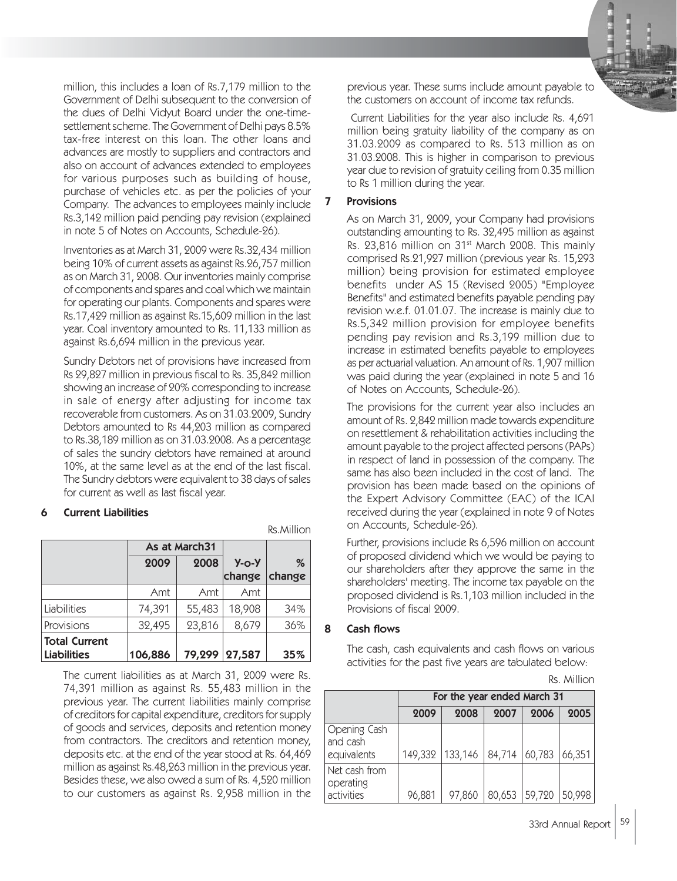million, this includes a loan of Rs.7,179 million to the Government of Delhi subsequent to the conversion of the dues of Delhi Vidyut Board under the one-time-settlement scheme. The Government of Delhi pays 8.5% tax-free interest on this loan. The other loans and advances are mostly to suppliers and contractors and also on account of advances extended to employees for various purposes such as building of house, purchase of vehicles etc. as per the policies of your Company. The advances to employees mainly include Rs.3,142 million paid pending pay revision (explained in note 5 of Notes on Accounts, Schedule-26).

Inventories as at March 31, 2009 were Rs.32,434 million being 10% of current assets as against Rs.26,757 million as on March 31, 2008. Our inventories mainly comprise of components and spares and coal which we maintain for operating our plants. Components and spares were Rs.17,429 million as against Rs.15,609 million in the last year. Coal inventory amounted to Rs. 11,133 million as against Rs.6,694 million in the previous year.

Sundry Debtors net of provisions have increased from Rs 29,827 million in previous fiscal to Rs. 35,842 million showing an increase of 20% corresponding to increase in sale of energy after adjusting for income tax recoverable from customers. As on 31.03.2009, Sundry Debtors amounted to Rs 44,203 million as compared to Rs.38,189 million as on 31.03.2008. As a percentage of sales the sundry debtors have remained at around 10%, at the same level as at the end of the last fiscal. The Sundry debtors were equivalent to 38 days of sales for current as well as last fiscal year.

## 6 Current Liabilities

Rs.Million

| | As at March31 | | Y-o-Y change | % change |
|---|---|---|---|---|
| | 2009 | 2008 | | |
| | Amt | Amt | Amt | |
| Liabilities | 74,391 | 55,483 | 18,908 | 34% |
| Provisions | 32,495 | 23,816 | 8,679 | 36% |
| **Total Current Liabilities** | **106,886** | **79,299** | **27,587** | **35%** |

The current liabilities as at March 31, 2009 were Rs. 74,391 million as against Rs. 55,483 million in the previous year. The current liabilities mainly comprise of creditors for capital expenditure, creditors for supply of goods and services, deposits and retention money from contractors. The creditors and retention money, deposits etc. at the end of the year stood at Rs. 64,469 million as against Rs.48,263 million in the previous year. Besides these, we also owed a sum of Rs. 4,520 million to our customers as against Rs. 2,958 million in the previous year. These sums include amount payable to the customers on account of income tax refunds.

Current Liabilities for the year also include Rs. 4,691 million being gratuity liability of the company as on 31.03.2009 as compared to Rs. 513 million as on 31.03.2008. This is higher in comparison to previous year due to revision of gratuity ceiling from 0.35 million to Rs 1 million during the year.

## 7 Provisions

As on March 31, 2009, your Company had provisions outstanding amounting to Rs. 32,495 million as against Rs. 23,816 million on 31st March 2008. This mainly comprised Rs.21,927 million (previous year Rs. 15,293 million) being provision for estimated employee benefits under AS 15 (Revised 2005) "Employee Benefits" and estimated benefits payable pending pay revision w.e.f. 01.01.07. The increase is mainly due to Rs.5,342 million provision for employee benefits pending pay revision and Rs.3,199 million due to increase in estimated benefits payable to employees as per actuarial valuation. An amount of Rs. 1,907 million was paid during the year (explained in note 5 and 16 of Notes on Accounts, Schedule-26).

The provisions for the current year also includes an amount of Rs. 2,842 million made towards expenditure on resettlement & rehabilitation activities including the amount payable to the project affected persons (PAPs) in respect of land in possession of the company. The same has also been included in the cost of land. The provision has been made based on the opinions of the Expert Advisory Committee (EAC) of the ICAI received during the year (explained in note 9 of Notes on Accounts, Schedule-26).

Further, provisions include Rs 6,596 million on account of proposed dividend which we would be paying to our shareholders after they approve the same in the shareholders' meeting. The income tax payable on the proposed dividend is Rs.1,103 million included in the Provisions of fiscal 2009.

## 8 Cash flows

The cash, cash equivalents and cash flows on various activities for the past five years are tabulated below:

Rs. Million

| | For the year ended March 31 | | | | |
|---|---|---|---|---|---|
| | 2009 | 2008 | 2007 | 2006 | 2005 |
| Opening Cash and cash equivalents | 149,332 | 133,146 | 84,714 | 60,783 | 66,351 |
| Net cash from operating activities | 96,881 | 97,860 | 80,653 | 59,720 | 50,998 |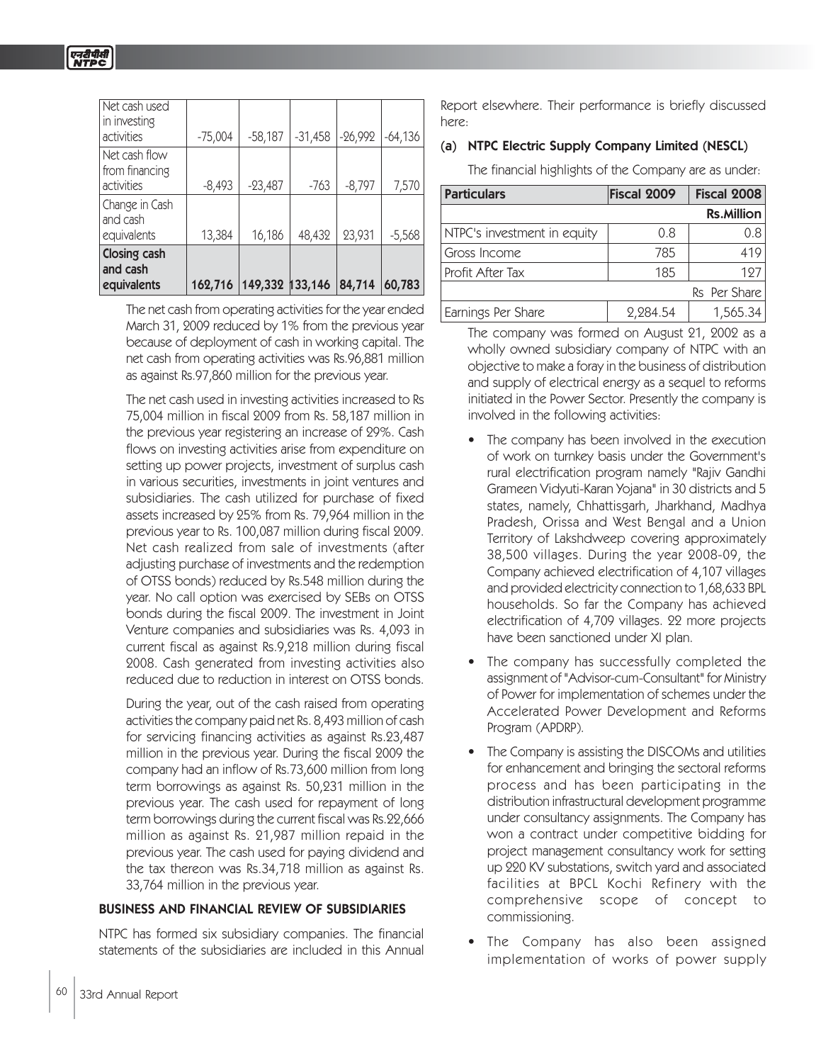| | | | | | |
|---|---|---|---|---|---|
| Net cash used in investing activities | -75,004 | -58,187 | -31,458 | -26,992 | -64,136 |
| Net cash flow from financing activities | -8,493 | -23,487 | -763 | -8,797 | 7,570 |
| Change in Cash and cash equivalents | 13,384 | 16,186 | 48,432 | 23,931 | -5,568 |
| **Closing cash and cash equivalents** | **162,716** | **149,332** | **133,146** | **84,714** | **60,783** |

The net cash from operating activities for the year ended March 31, 2009 reduced by 1% from the previous year because of deployment of cash in working capital. The net cash from operating activities was Rs.96,881 million as against Rs.97,860 million for the previous year.

The net cash used in investing activities increased to Rs 75,004 million in fiscal 2009 from Rs. 58,187 million in the previous year registering an increase of 29%. Cash flows on investing activities arise from expenditure on setting up power projects, investment of surplus cash in various securities, investments in joint ventures and subsidiaries. The cash utilized for purchase of fixed assets increased by 25% from Rs. 79,964 million in the previous year to Rs. 100,087 million during fiscal 2009. Net cash realized from sale of investments (after adjusting purchase of investments and the redemption of OTSS bonds) reduced by Rs.548 million during the year. No call option was exercised by SEBs on OTSS bonds during the fiscal 2009. The investment in Joint Venture companies and subsidiaries was Rs. 4,093 in current fiscal as against Rs.9,218 million during fiscal 2008. Cash generated from investing activities also reduced due to reduction in interest on OTSS bonds.

During the year, out of the cash raised from operating activities the company paid net Rs. 8,493 million of cash for servicing financing activities as against Rs.23,487 million in the previous year. During the fiscal 2009 the company had an inflow of Rs.73,600 million from long term borrowings as against Rs. 50,231 million in the previous year. The cash used for repayment of long term borrowings during the current fiscal was Rs.22,666 million as against Rs. 21,987 million repaid in the previous year. The cash used for paying dividend and the tax thereon was Rs.34,718 million as against Rs. 33,764 million in the previous year.

## BUSINESS AND FINANCIAL REVIEW OF SUBSIDIARIES

NTPC has formed six subsidiary companies. The financial statements of the subsidiaries are included in this Annual Report elsewhere. Their performance is briefly discussed here:

### (a) NTPC Electric Supply Company Limited (NESCL)

The financial highlights of the Company are as under:

| Particulars | Fiscal 2009 | Fiscal 2008 |
|---|---|---|
| | | **Rs.Million** |
| NTPC's investment in equity | 0.8 | 0.8 |
| Gross Income | 785 | 419 |
| Profit After Tax | 185 | 127 |
| | | Rs Per Share |
| Earnings Per Share | 2,284.54 | 1,565.34 |

The company was formed on August 21, 2002 as a wholly owned subsidiary company of NTPC with an objective to make a foray in the business of distribution and supply of electrical energy as a sequel to reforms initiated in the Power Sector. Presently the company is involved in the following activities:

- The company has been involved in the execution of work on turnkey basis under the Government's rural electrification program namely "Rajiv Gandhi Grameen Vidyuti-Karan Yojana" in 30 districts and 5 states, namely, Chhattisgarh, Jharkhand, Madhya Pradesh, Orissa and West Bengal and a Union Territory of Lakshdweep covering approximately 38,500 villages. During the year 2008-09, the Company achieved electrification of 4,107 villages and provided electricity connection to 1,68,633 BPL households. So far the Company has achieved electrification of 4,709 villages. 22 more projects have been sanctioned under XI plan.
- The company has successfully completed the assignment of "Advisor-cum-Consultant" for Ministry of Power for implementation of schemes under the Accelerated Power Development and Reforms Program (APDRP).
- The Company is assisting the DISCOMs and utilities for enhancement and bringing the sectoral reforms process and has been participating in the distribution infrastructural development programme under consultancy assignments. The Company has won a contract under competitive bidding for project management consultancy work for setting up 220 KV substations, switch yard and associated facilities at BPCL Kochi Refinery with the comprehensive scope of concept to commissioning.
- The Company has also been assigned implementation of works of power supply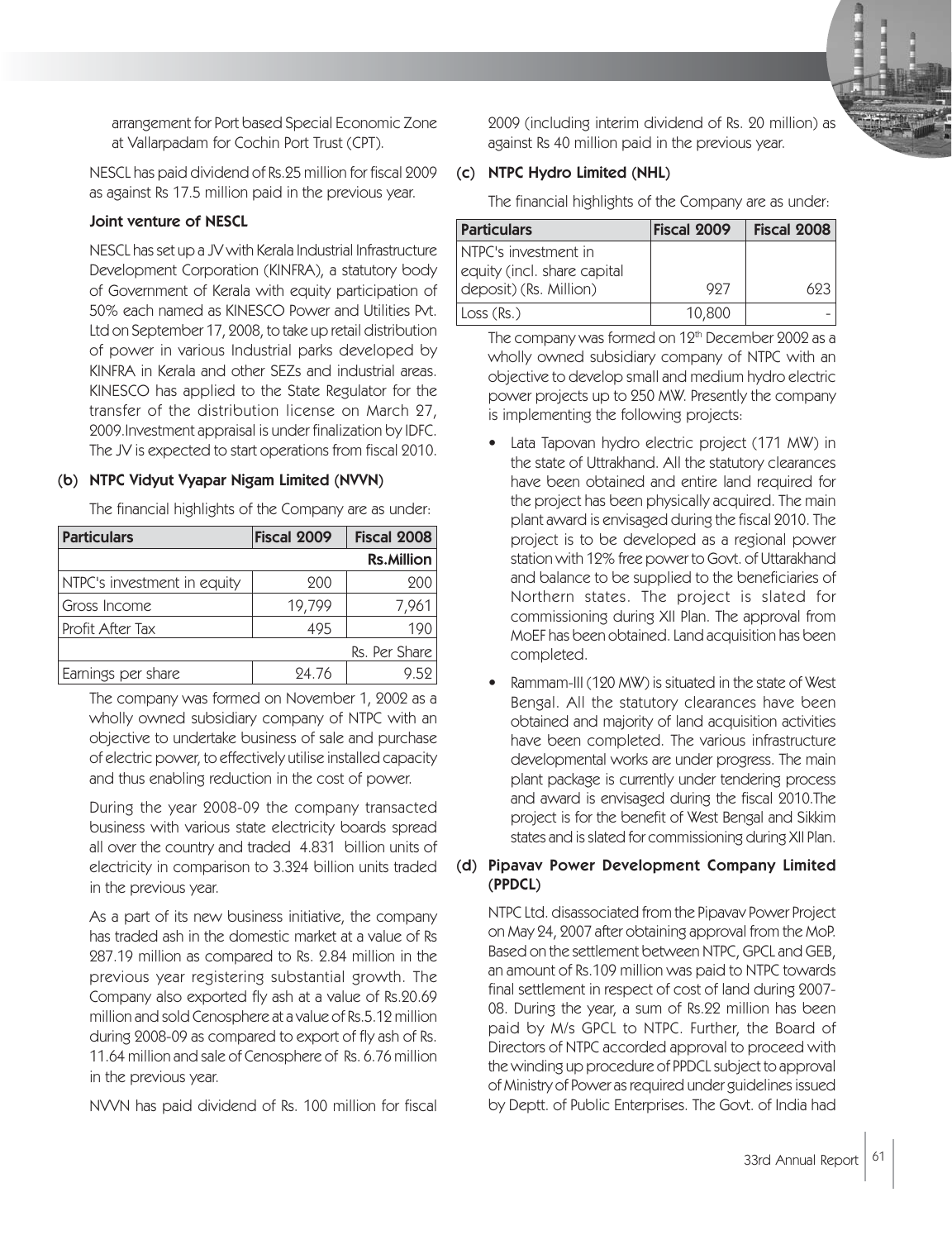arrangement for Port based Special Economic Zone at Vallarpadam for Cochin Port Trust (CPT).

NESCL has paid dividend of Rs.25 million for fiscal 2009 as against Rs 17.5 million paid in the previous year.

**Joint venture of NESCL**

NESCL has set up a JV with Kerala Industrial Infrastructure Development Corporation (KINFRA), a statutory body of Government of Kerala with equity participation of 50% each named as KINESCO Power and Utilities Pvt. Ltd on September 17, 2008, to take up retail distribution of power in various Industrial parks developed by KINFRA in Kerala and other SEZs and industrial areas. KINESCO has applied to the State Regulator for the transfer of the distribution license on March 27, 2009.Investment appraisal is under finalization by IDFC. The JV is expected to start operations from fiscal 2010.

### (b) NTPC Vidyut Vyapar Nigam Limited (NVVN)

The financial highlights of the Company are as under:

| Particulars | Fiscal 2009 | Fiscal 2008 |
|---|---|---|
| | | Rs.Million |
| NTPC's investment in equity | 200 | 200 |
| Gross Income | 19,799 | 7,961 |
| Profit After Tax | 495 | 190 |
| | | Rs. Per Share |
| Earnings per share | 24.76 | 9.52 |

The company was formed on November 1, 2002 as a wholly owned subsidiary company of NTPC with an objective to undertake business of sale and purchase of electric power, to effectively utilise installed capacity and thus enabling reduction in the cost of power.

During the year 2008-09 the company transacted business with various state electricity boards spread all over the country and traded 4.831 billion units of electricity in comparison to 3.324 billion units traded in the previous year.

As a part of its new business initiative, the company has traded ash in the domestic market at a value of Rs 287.19 million as compared to Rs. 2.84 million in the previous year registering substantial growth. The Company also exported fly ash at a value of Rs.20.69 million and sold Cenosphere at a value of Rs.5.12 million during 2008-09 as compared to export of fly ash of Rs. 11.64 million and sale of Cenosphere of Rs. 6.76 million in the previous year.

NVVN has paid dividend of Rs. 100 million for fiscal 2009 (including interim dividend of Rs. 20 million) as against Rs 40 million paid in the previous year.

### (c) NTPC Hydro Limited (NHL)

The financial highlights of the Company are as under:

| Particulars | Fiscal 2009 | Fiscal 2008 |
|---|---|---|
| NTPC's investment in equity (incl. share capital deposit) (Rs. Million) | 927 | 623 |
| Loss (Rs.) | 10,800 | - |

The company was formed on 12th December 2002 as a wholly owned subsidiary company of NTPC with an objective to develop small and medium hydro electric power projects up to 250 MW. Presently the company is implementing the following projects:

- Lata Tapovan hydro electric project (171 MW) in the state of Uttrakhand. All the statutory clearances have been obtained and entire land required for the project has been physically acquired. The main plant award is envisaged during the fiscal 2010. The project is to be developed as a regional power station with 12% free power to Govt. of Uttarakhand and balance to be supplied to the beneficiaries of Northern states. The project is slated for commissioning during XII Plan. The approval from MoEF has been obtained. Land acquisition has been completed.
- Rammam-III (120 MW) is situated in the state of West Bengal. All the statutory clearances have been obtained and majority of land acquisition activities have been completed. The various infrastructure developmental works are under progress. The main plant package is currently under tendering process and award is envisaged during the fiscal 2010.The project is for the benefit of West Bengal and Sikkim states and is slated for commissioning during XII Plan.

### (d) Pipavav Power Development Company Limited (PPDCL)

NTPC Ltd. disassociated from the Pipavav Power Project on May 24, 2007 after obtaining approval from the MoP. Based on the settlement between NTPC, GPCL and GEB, an amount of Rs.109 million was paid to NTPC towards final settlement in respect of cost of land during 2007-08. During the year, a sum of Rs.22 million has been paid by M/s GPCL to NTPC. Further, the Board of Directors of NTPC accorded approval to proceed with the winding up procedure of PPDCL subject to approval of Ministry of Power as required under guidelines issued by Deptt. of Public Enterprises. The Govt. of India had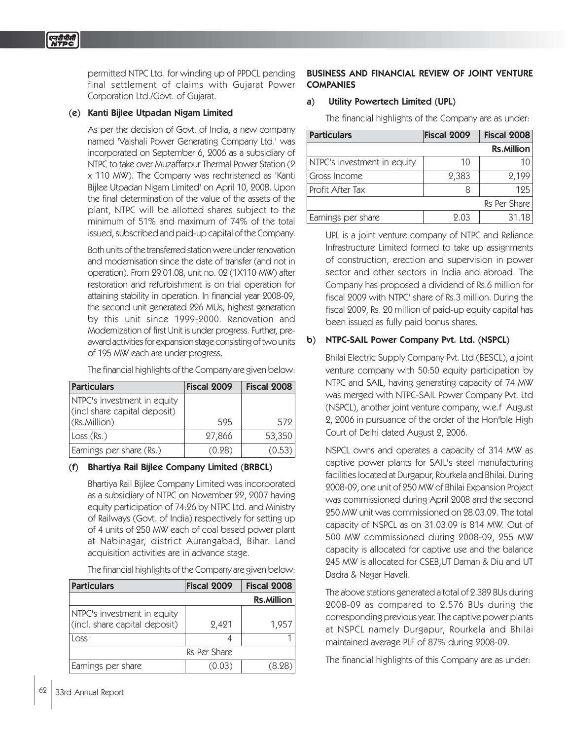permitted NTPC Ltd. for winding up of PPDCL pending final settlement of claims with Gujarat Power Corporation Ltd./Govt. of Gujarat.

### (e) Kanti Bijlee Utpadan Nigam Limited

As per the decision of Govt. of India, a new company named 'Vaishali Power Generating Company Ltd.' was incorporated on September 6, 2006 as a subsidiary of NTPC to take over Muzaffarpur Thermal Power Station (2 x 110 MW). The Company was rechristened as 'Kanti Bijlee Utpadan Nigam Limited' on April 10, 2008. Upon the final determination of the value of the assets of the plant, NTPC will be allotted shares subject to the minimum of 51% and maximum of 74% of the total issued, subscribed and paid-up capital of the Company.

Both units of the transferred station were under renovation and modernisation since the date of transfer (and not in operation). From 29.01.08, unit no. 02 (1X110 MW) after restoration and refurbishment is on trial operation for attaining stability in operation. In financial year 2008-09, the second unit generated 226 MUs, highest generation by this unit since 1999-2000. Renovation and Modernization of first Unit is under progress. Further, pre-award activities for expansion stage consisting of two units of 195 MW each are under progress.

The financial highlights of the Company are given below:

| Particulars | Fiscal 2009 | Fiscal 2008 |
|---|---|---|
| NTPC's investment in equity (incl share capital deposit) (Rs.Million) | 595 | 572 |
| Loss (Rs.) | 27,866 | 53,350 |
| Earnings per share (Rs.) | (0.28) | (0.53) |

### (f) Bhartiya Rail Bijlee Company Limited (BRBCL)

Bhartiya Rail Bijlee Company Limited was incorporated as a subsidiary of NTPC on November 22, 2007 having equity participation of 74:26 by NTPC Ltd. and Ministry of Railways (Govt. of India) respectively for setting up of 4 units of 250 MW each of coal based power plant at Nabinagar, district Aurangabad, Bihar. Land acquisition activities are in advance stage.

The financial highlights of the Company are given below:

| Particulars | Fiscal 2009 | Fiscal 2008 |
|---|---|---|
| | | Rs.Million |
| NTPC's investment in equity (incl. share capital deposit) | 2,421 | 1,957 |
| Loss | 4 | 1 |
| | Rs Per Share | |
| Earnings per share | (0.03) | (8.28) |

## BUSINESS AND FINANCIAL REVIEW OF JOINT VENTURE COMPANIES

### a) Utility Powertech Limited (UPL)

The financial highlights of the Company are as under:

| Particulars | Fiscal 2009 | Fiscal 2008 |
|---|---|---|
| | | Rs.Million |
| NTPC's investment in equity | 10 | 10 |
| Gross Income | 2,383 | 2,199 |
| Profit After Tax | 8 | 125 |
| | | Rs Per Share |
| Earnings per share | 2.03 | 31.18 |

UPL is a joint venture company of NTPC and Reliance Infrastructure Limited formed to take up assignments of construction, erection and supervision in power sector and other sectors in India and abroad. The Company has proposed a dividend of Rs.6 million for fiscal 2009 with NTPC' share of Rs.3 million. During the fiscal 2009, Rs. 20 million of paid-up equity capital has been issued as fully paid bonus shares.

### b) NTPC-SAIL Power Company Pvt. Ltd. (NSPCL)

Bhilai Electric Supply Company Pvt. Ltd.(BESCL), a joint venture company with 50:50 equity participation by NTPC and SAIL, having generating capacity of 74 MW was merged with NTPC-SAIL Power Company Pvt. Ltd (NSPCL), another joint venture company, w.e.f August 2, 2006 in pursuance of the order of the Hon'ble High Court of Delhi dated August 2, 2006.

NSPCL owns and operates a capacity of 314 MW as captive power plants for SAIL's steel manufacturing facilities located at Durgapur, Rourkela and Bhilai. During 2008-09, one unit of 250 MW of Bhilai Expansion Project was commissioned during April 2008 and the second 250 MW unit was commissioned on 28.03.09. The total capacity of NSPCL as on 31.03.09 is 814 MW. Out of 500 MW commissioned during 2008-09, 255 MW capacity is allocated for captive use and the balance 245 MW is allocated for CSEB,UT Daman & Diu and UT Dadra & Nagar Haveli.

The above stations generated a total of 2.389 BUs during 2008-09 as compared to 2.576 BUs during the corresponding previous year. The captive power plants at NSPCL namely Durgapur, Rourkela and Bhilai maintained average PLF of 87% during 2008-09.

The financial highlights of this Company are as under: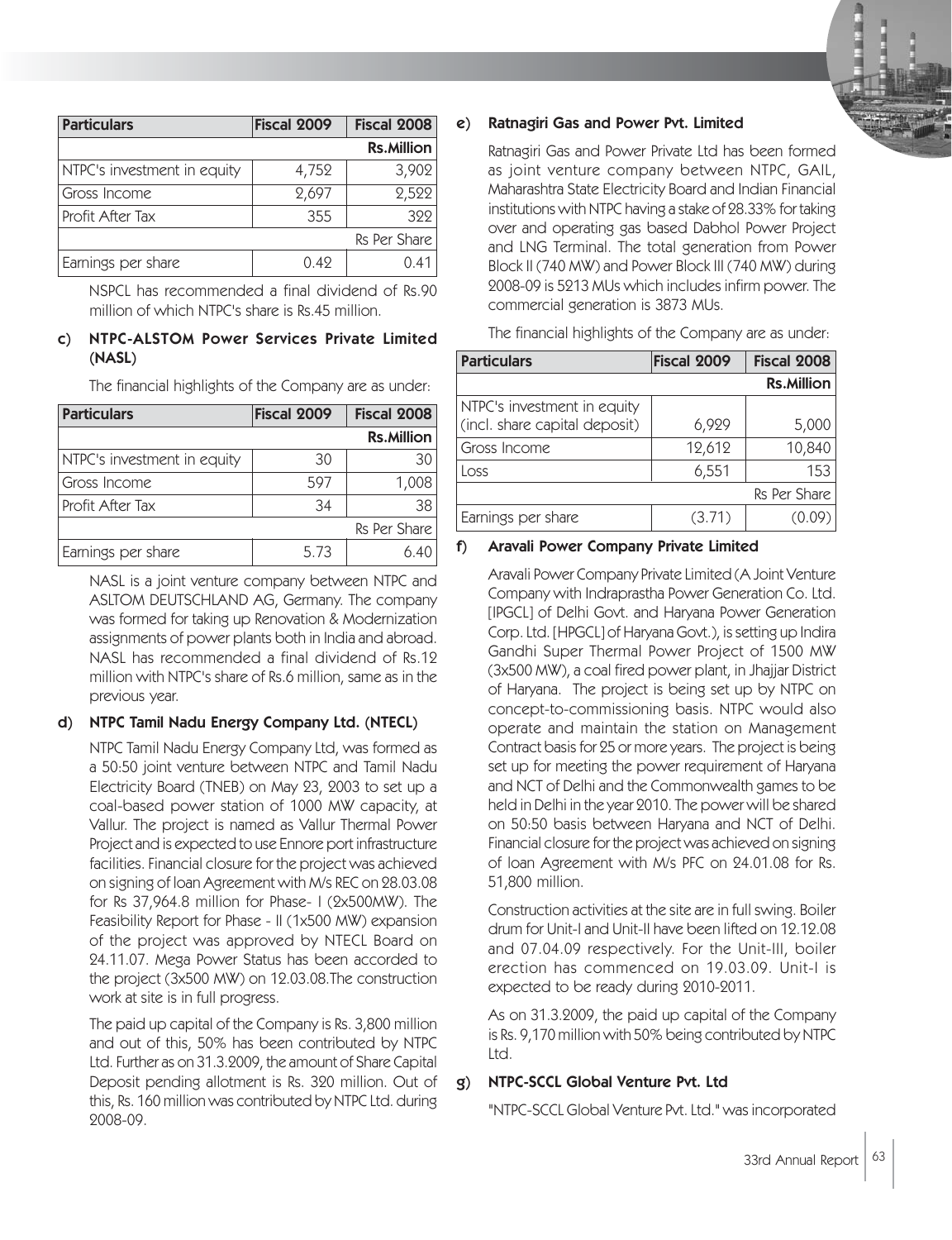| Particulars | Fiscal 2009 | Fiscal 2008 |
|---|---|---|
| | | Rs.Million |
| NTPC's investment in equity | 4,752 | 3,902 |
| Gross Income | 2,697 | 2,522 |
| Profit After Tax | 355 | 322 |
| | | Rs Per Share |
| Earnings per share | 0.42 | 0.41 |

NSPCL has recommended a final dividend of Rs.90 million of which NTPC's share is Rs.45 million.

### c) NTPC-ALSTOM Power Services Private Limited (NASL)

The financial highlights of the Company are as under:

| Particulars | Fiscal 2009 | Fiscal 2008 |
|---|---|---|
| | | Rs.Million |
| NTPC's investment in equity | 30 | 30 |
| Gross Income | 597 | 1,008 |
| Profit After Tax | 34 | 38 |
| | | Rs Per Share |
| Earnings per share | 5.73 | 6.40 |

NASL is a joint venture company between NTPC and ASLTOM DEUTSCHLAND AG, Germany. The company was formed for taking up Renovation & Modernization assignments of power plants both in India and abroad. NASL has recommended a final dividend of Rs.12 million with NTPC's share of Rs.6 million, same as in the previous year.

### d) NTPC Tamil Nadu Energy Company Ltd. (NTECL)

NTPC Tamil Nadu Energy Company Ltd, was formed as a 50:50 joint venture between NTPC and Tamil Nadu Electricity Board (TNEB) on May 23, 2003 to set up a coal-based power station of 1000 MW capacity, at Vallur. The project is named as Vallur Thermal Power Project and is expected to use Ennore port infrastructure facilities. Financial closure for the project was achieved on signing of loan Agreement with M/s REC on 28.03.08 for Rs 37,964.8 million for Phase- I (2x500MW). The Feasibility Report for Phase - II (1x500 MW) expansion of the project was approved by NTECL Board on 24.11.07. Mega Power Status has been accorded to the project (3x500 MW) on 12.03.08.The construction work at site is in full progress.

The paid up capital of the Company is Rs. 3,800 million and out of this, 50% has been contributed by NTPC Ltd. Further as on 31.3.2009, the amount of Share Capital Deposit pending allotment is Rs. 320 million. Out of this, Rs. 160 million was contributed by NTPC Ltd. during 2008-09.

### e) Ratnagiri Gas and Power Pvt. Limited

Ratnagiri Gas and Power Private Ltd has been formed as joint venture company between NTPC, GAIL, Maharashtra State Electricity Board and Indian Financial institutions with NTPC having a stake of 28.33% for taking over and operating gas based Dabhol Power Project and LNG Terminal. The total generation from Power Block II (740 MW) and Power Block III (740 MW) during 2008-09 is 5213 MUs which includes infirm power. The commercial generation is 3873 MUs.

The financial highlights of the Company are as under:

| Particulars | Fiscal 2009 | Fiscal 2008 |
|---|---|---|
| | | Rs.Million |
| NTPC's investment in equity (incl. share capital deposit) | 6,929 | 5,000 |
| Gross Income | 12,612 | 10,840 |
| Loss | 6,551 | 153 |
| | | Rs Per Share |
| Earnings per share | (3.71) | (0.09) |

### f) Aravali Power Company Private Limited

Aravali Power Company Private Limited (A Joint Venture Company with Indraprastha Power Generation Co. Ltd. [IPGCL] of Delhi Govt. and Haryana Power Generation Corp. Ltd. [HPGCL] of Haryana Govt.), is setting up Indira Gandhi Super Thermal Power Project of 1500 MW (3x500 MW), a coal fired power plant, in Jhajjar District of Haryana. The project is being set up by NTPC on concept-to-commissioning basis. NTPC would also operate and maintain the station on Management Contract basis for 25 or more years. The project is being set up for meeting the power requirement of Haryana and NCT of Delhi and the Commonwealth games to be held in Delhi in the year 2010. The power will be shared on 50:50 basis between Haryana and NCT of Delhi. Financial closure for the project was achieved on signing of loan Agreement with M/s PFC on 24.01.08 for Rs. 51,800 million.

Construction activities at the site are in full swing. Boiler drum for Unit-I and Unit-II have been lifted on 12.12.08 and 07.04.09 respectively. For the Unit-III, boiler erection has commenced on 19.03.09. Unit-I is expected to be ready during 2010-2011.

As on 31.3.2009, the paid up capital of the Company is Rs. 9,170 million with 50% being contributed by NTPC Ltd.

### g) NTPC-SCCL Global Venture Pvt. Ltd

"NTPC-SCCL Global Venture Pvt. Ltd." was incorporated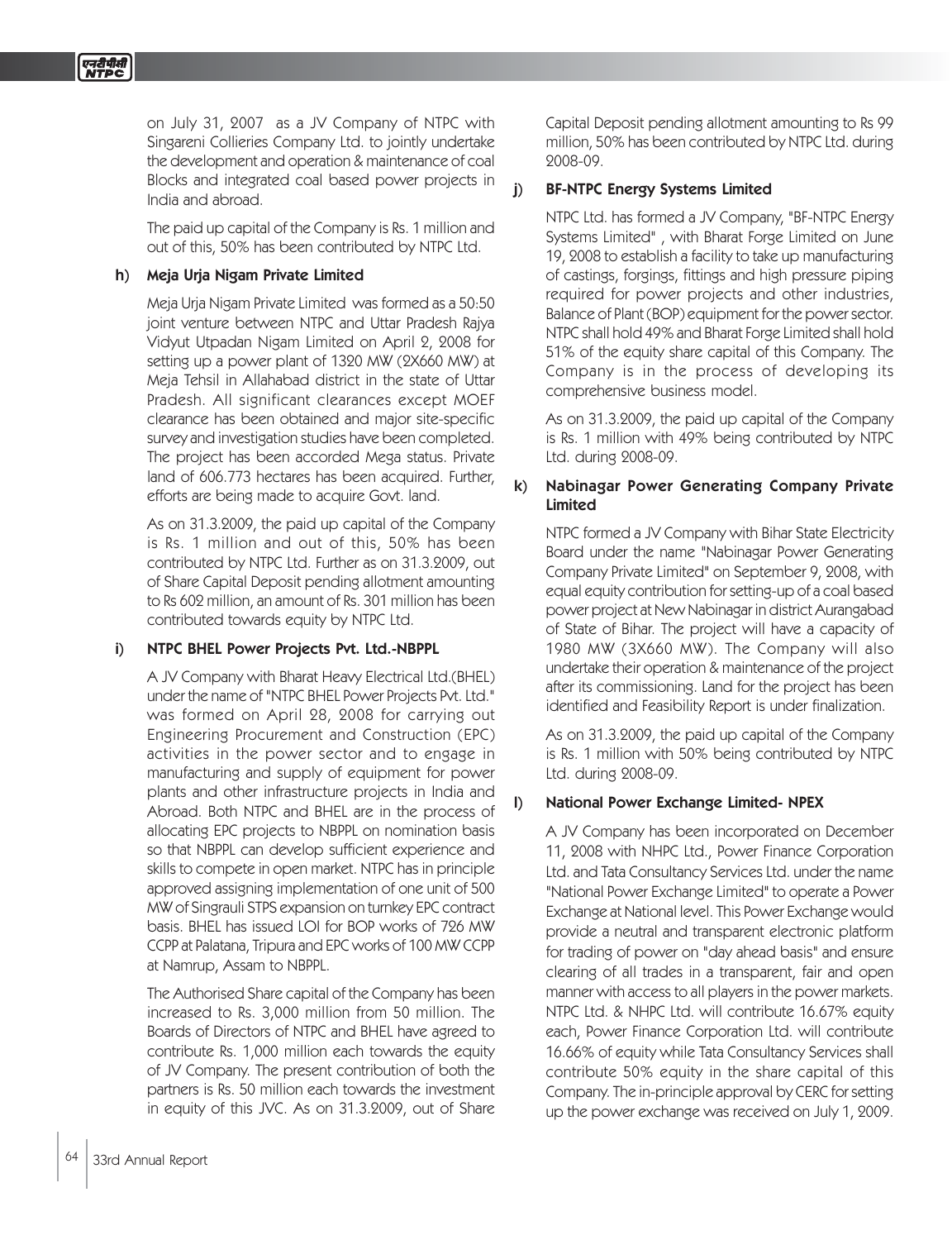on July 31, 2007 as a JV Company of NTPC with Singareni Collieries Company Ltd. to jointly undertake the development and operation & maintenance of coal Blocks and integrated coal based power projects in India and abroad.

The paid up capital of the Company is Rs. 1 million and out of this, 50% has been contributed by NTPC Ltd.

**h) Meja Urja Nigam Private Limited**

Meja Urja Nigam Private Limited was formed as a 50:50 joint venture between NTPC and Uttar Pradesh Rajya Vidyut Utpadan Nigam Limited on April 2, 2008 for setting up a power plant of 1320 MW (2X660 MW) at Meja Tehsil in Allahabad district in the state of Uttar Pradesh. All significant clearances except MOEF clearance has been obtained and major site-specific survey and investigation studies have been completed. The project has been accorded Mega status. Private land of 606.773 hectares has been acquired. Further, efforts are being made to acquire Govt. land.

As on 31.3.2009, the paid up capital of the Company is Rs. 1 million and out of this, 50% has been contributed by NTPC Ltd. Further as on 31.3.2009, out of Share Capital Deposit pending allotment amounting to Rs 602 million, an amount of Rs. 301 million has been contributed towards equity by NTPC Ltd.

**i) NTPC BHEL Power Projects Pvt. Ltd.-NBPPL**

A JV Company with Bharat Heavy Electrical Ltd.(BHEL) under the name of "NTPC BHEL Power Projects Pvt. Ltd." was formed on April 28, 2008 for carrying out Engineering Procurement and Construction (EPC) activities in the power sector and to engage in manufacturing and supply of equipment for power plants and other infrastructure projects in India and Abroad. Both NTPC and BHEL are in the process of allocating EPC projects to NBPPL on nomination basis so that NBPPL can develop sufficient experience and skills to compete in open market. NTPC has in principle approved assigning implementation of one unit of 500 MW of Singrauli STPS expansion on turnkey EPC contract basis. BHEL has issued LOI for BOP works of 726 MW CCPP at Palatana, Tripura and EPC works of 100 MW CCPP at Namrup, Assam to NBPPL.

The Authorised Share capital of the Company has been increased to Rs. 3,000 million from 50 million. The Boards of Directors of NTPC and BHEL have agreed to contribute Rs. 1,000 million each towards the equity of JV Company. The present contribution of both the partners is Rs. 50 million each towards the investment in equity of this JVC. As on 31.3.2009, out of Share Capital Deposit pending allotment amounting to Rs 99 million, 50% has been contributed by NTPC Ltd. during 2008-09.

**j) BF-NTPC Energy Systems Limited**

NTPC Ltd. has formed a JV Company, "BF-NTPC Energy Systems Limited" , with Bharat Forge Limited on June 19, 2008 to establish a facility to take up manufacturing of castings, forgings, fittings and high pressure piping required for power projects and other industries, Balance of Plant (BOP) equipment for the power sector. NTPC shall hold 49% and Bharat Forge Limited shall hold 51% of the equity share capital of this Company. The Company is in the process of developing its comprehensive business model.

As on 31.3.2009, the paid up capital of the Company is Rs. 1 million with 49% being contributed by NTPC Ltd. during 2008-09.

**k) Nabinagar Power Generating Company Private Limited**

NTPC formed a JV Company with Bihar State Electricity Board under the name "Nabinagar Power Generating Company Private Limited" on September 9, 2008, with equal equity contribution for setting-up of a coal based power project at New Nabinagar in district Aurangabad of State of Bihar. The project will have a capacity of 1980 MW (3X660 MW). The Company will also undertake their operation & maintenance of the project after its commissioning. Land for the project has been identified and Feasibility Report is under finalization.

As on 31.3.2009, the paid up capital of the Company is Rs. 1 million with 50% being contributed by NTPC Ltd. during 2008-09.

**l) National Power Exchange Limited- NPEX**

A JV Company has been incorporated on December 11, 2008 with NHPC Ltd., Power Finance Corporation Ltd. and Tata Consultancy Services Ltd. under the name "National Power Exchange Limited" to operate a Power Exchange at National level. This Power Exchange would provide a neutral and transparent electronic platform for trading of power on "day ahead basis" and ensure clearing of all trades in a transparent, fair and open manner with access to all players in the power markets. NTPC Ltd. & NHPC Ltd. will contribute 16.67% equity each, Power Finance Corporation Ltd. will contribute 16.66% of equity while Tata Consultancy Services shall contribute 50% equity in the share capital of this Company. The in-principle approval by CERC for setting up the power exchange was received on July 1, 2009.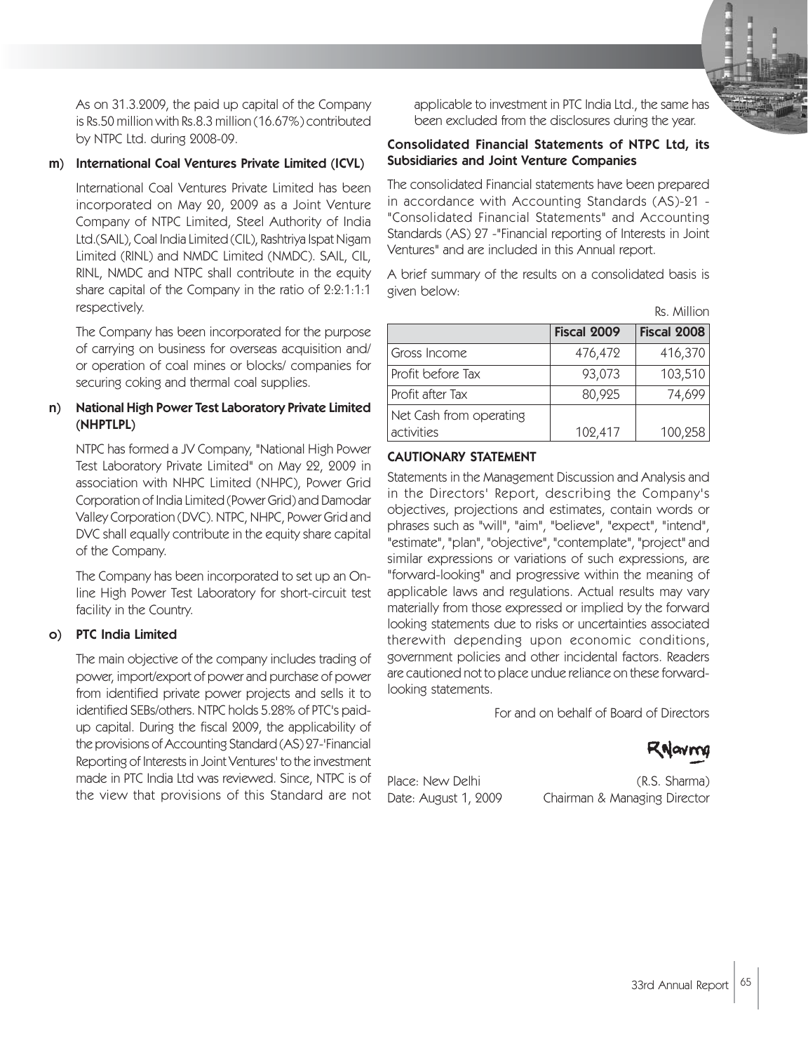As on 31.3.2009, the paid up capital of the Company is Rs.50 million with Rs.8.3 million (16.67%) contributed by NTPC Ltd. during 2008-09.

**m) International Coal Ventures Private Limited (ICVL)**

International Coal Ventures Private Limited has been incorporated on May 20, 2009 as a Joint Venture Company of NTPC Limited, Steel Authority of India Ltd.(SAIL), Coal India Limited (CIL), Rashtriya Ispat Nigam Limited (RINL) and NMDC Limited (NMDC). SAIL, CIL, RINL, NMDC and NTPC shall contribute in the equity share capital of the Company in the ratio of 2:2:1:1:1 respectively.

The Company has been incorporated for the purpose of carrying on business for overseas acquisition and/ or operation of coal mines or blocks/ companies for securing coking and thermal coal supplies.

**n) National High Power Test Laboratory Private Limited (NHPTLPL)**

NTPC has formed a JV Company, "National High Power Test Laboratory Private Limited" on May 22, 2009 in association with NHPC Limited (NHPC), Power Grid Corporation of India Limited (Power Grid) and Damodar Valley Corporation (DVC). NTPC, NHPC, Power Grid and DVC shall equally contribute in the equity share capital of the Company.

The Company has been incorporated to set up an On-line High Power Test Laboratory for short-circuit test facility in the Country.

**o) PTC India Limited**

The main objective of the company includes trading of power, import/export of power and purchase of power from identified private power projects and sells it to identified SEBs/others. NTPC holds 5.28% of PTC's paid-up capital. During the fiscal 2009, the applicability of the provisions of Accounting Standard (AS) 27-'Financial Reporting of Interests in Joint Ventures' to the investment made in PTC India Ltd was reviewed. Since, NTPC is of the view that provisions of this Standard are not applicable to investment in PTC India Ltd., the same has been excluded from the disclosures during the year.

## Consolidated Financial Statements of NTPC Ltd, its Subsidiaries and Joint Venture Companies

The consolidated Financial statements have been prepared in accordance with Accounting Standards (AS)-21 - "Consolidated Financial Statements" and Accounting Standards (AS) 27 -"Financial reporting of Interests in Joint Ventures" and are included in this Annual report.

A brief summary of the results on a consolidated basis is given below:

Rs. Million

| | Fiscal 2009 | Fiscal 2008 |
|---|---|---|
| Gross Income | 476,472 | 416,370 |
| Profit before Tax | 93,073 | 103,510 |
| Profit after Tax | 80,925 | 74,699 |
| Net Cash from operating activities | 102,417 | 100,258 |

## CAUTIONARY STATEMENT

Statements in the Management Discussion and Analysis and in the Directors' Report, describing the Company's objectives, projections and estimates, contain words or phrases such as "will", "aim", "believe", "expect", "intend", "estimate", "plan", "objective", "contemplate", "project" and similar expressions or variations of such expressions, are "forward-looking" and progressive within the meaning of applicable laws and regulations. Actual results may vary materially from those expressed or implied by the forward looking statements due to risks or uncertainties associated therewith depending upon economic conditions, government policies and other incidental factors. Readers are cautioned not to place undue reliance on these forward-looking statements.

For and on behalf of Board of Directors

Place: New Delhi
Date: August 1, 2009

(R.S. Sharma)
Chairman & Managing Director